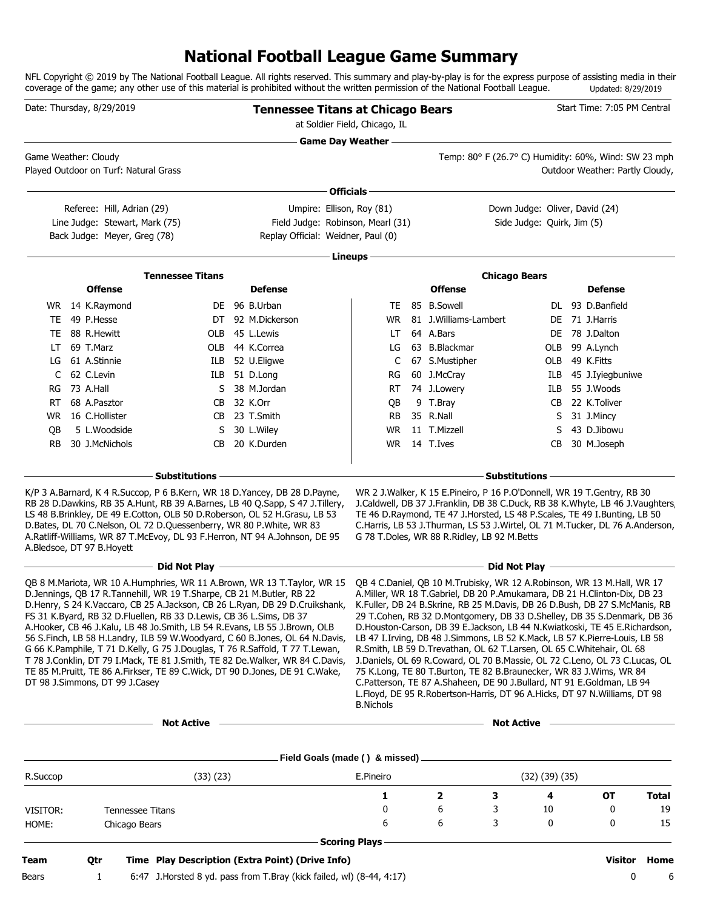# National Football League Game Summary

NFL Copyright © 2019 by The National Football League. All rights reserved. This summary and play-by-play is for the express purpose of assisting media in their coverage of the game; any other use of this material is prohibited without the written permission of the National Football League. Updated: 8/29/2019

Date: Thursday, 8/29/2019

## Tennessee Titans at Chicago Bears

at Soldier Field, Chicago, IL

Start Time: 7:05 PM Central

### Game Day Weather

Game Weather: Cloudy

Temp: 80° F (26.7° C) Humidity: 60%, Wind: SW 23 mph

Played Outdoor on Turf: Natural Grass

Outdoor Weather: Partly Cloudy,

### Officials

Referee: Hill, Adrian (29)
Umpire: Ellison, Roy (81)
Down Judge: Oliver, David (24)
Line Judge: Stewart, Mark (75)
Field Judge: Robinson, Mearl (31)
Side Judge: Quirk, Jim (5)
Back Judge: Meyer, Greg (78)
Replay Official: Weidner, Paul (0)

### Lineups

**Tennessee Titans**

| Offense | | Defense | |
|---|---|---|---|
| WR | 14 K.Raymond | DE | 96 B.Urban |
| TE | 49 P.Hesse | DT | 92 M.Dickerson |
| TE | 88 R.Hewitt | OLB | 45 L.Lewis |
| LT | 69 T.Marz | OLB | 44 K.Correa |
| LG | 61 A.Stinnie | ILB | 52 U.Eligwe |
| C | 62 C.Levin | ILB | 51 D.Long |
| RG | 73 A.Hall | S | 38 M.Jordan |
| RT | 68 A.Pasztor | CB | 32 K.Orr |
| WR | 16 C.Hollister | CB | 23 T.Smith |
| QB | 5 L.Woodside | S | 30 L.Wiley |
| RB | 30 J.McNichols | CB | 20 K.Durden |

**Chicago Bears**

| Offense | | Defense | |
|---|---|---|---|
| TE | 85 B.Sowell | DL | 93 D.Banfield |
| WR | 81 J.Williams-Lambert | DE | 71 J.Harris |
| LT | 64 A.Bars | DE | 78 J.Dalton |
| LG | 63 B.Blackmar | OLB | 99 A.Lynch |
| C | 67 S.Mustipher | OLB | 49 K.Fitts |
| RG | 60 J.McCray | ILB | 45 J.Iyiegbuniwe |
| RT | 74 J.Lowery | ILB | 55 J.Woods |
| QB | 9 T.Bray | CB | 22 K.Toliver |
| RB | 35 R.Nall | S | 31 J.Mincy |
| WR | 11 T.Mizzell | S | 43 D.Jibowu |
| WR | 14 T.Ives | CB | 30 M.Joseph |

### Substitutions

**Tennessee Titans:** K/P 3 A.Barnard, K 4 R.Succop, P 6 B.Kern, WR 18 D.Yancey, DB 28 D.Payne, RB 28 D.Dawkins, RB 35 A.Hunt, RB 39 A.Barnes, LB 40 Q.Sapp, S 47 J.Tillery, LS 48 B.Brinkley, DE 49 E.Cotton, OLB 50 D.Roberson, OL 52 H.Grasu, LB 53 D.Bates, DL 70 C.Nelson, OL 72 D.Quessenberry, WR 80 P.White, WR 83 A.Ratliff-Williams, WR 87 T.McEvoy, DL 93 F.Herron, NT 94 A.Johnson, DE 95 A.Bledsoe, DT 97 B.Hoyett

**Chicago Bears:** WR 2 J.Walker, K 15 E.Pineiro, P 16 P.O'Donnell, WR 19 T.Gentry, RB 30 J.Caldwell, DB 37 J.Franklin, DB 38 C.Duck, RB 38 K.Whyte, LB 46 J.Vaughters, TE 46 D.Raymond, TE 47 J.Horsted, LS 48 P.Scales, TE 49 I.Bunting, LB 50 C.Harris, LB 53 J.Thurman, LB 53 J.Wirtel, OL 71 M.Tucker, DL 76 A.Anderson, G 78 T.Doles, WR 88 R.Ridley, LB 92 M.Betts

### Did Not Play

**Tennessee Titans:** QB 8 M.Mariota, WR 10 A.Humphries, WR 11 A.Brown, WR 13 T.Taylor, WR 15 D.Jennings, QB 17 R.Tannehill, WR 19 T.Sharpe, CB 21 M.Butler, RB 22 D.Henry, S 24 K.Vaccaro, CB 25 A.Jackson, CB 26 L.Ryan, DB 29 D.Cruikshank, FS 31 K.Byard, RB 32 D.Fluellen, RB 33 D.Lewis, CB 36 L.Sims, DB 37 A.Hooker, CB 46 J.Kalu, LB 48 Jo.Smith, LB 54 R.Evans, LB 55 J.Brown, OLB 56 S.Finch, LB 58 H.Landry, ILB 59 W.Woodyard, C 60 B.Jones, OL 64 N.Davis, G 66 K.Pamphile, T 71 D.Kelly, G 75 J.Douglas, T 76 R.Saffold, T 77 T.Lewan, T 78 J.Conklin, DT 79 I.Mack, TE 81 J.Smith, TE 82 De.Walker, WR 84 C.Davis, TE 85 M.Pruitt, TE 86 A.Firkser, TE 89 C.Wick, DT 90 D.Jones, DE 91 C.Wake, DT 98 J.Simmons, DT 99 J.Casey

**Chicago Bears:** QB 4 C.Daniel, QB 10 M.Trubisky, WR 12 A.Robinson, WR 13 M.Hall, WR 17 A.Miller, WR 18 T.Gabriel, DB 20 P.Amukamara, DB 21 H.Clinton-Dix, DB 23 K.Fuller, DB 24 B.Skrine, RB 25 M.Davis, DB 26 D.Bush, DB 27 S.McManis, RB 29 T.Cohen, RB 32 D.Montgomery, DB 33 D.Shelley, DB 35 S.Denmark, DB 36 D.Houston-Carson, DB 39 E.Jackson, LB 44 N.Kwiatkoski, TE 45 E.Richardson, LB 47 I.Irving, DB 48 J.Simmons, LB 52 K.Mack, LB 57 K.Pierre-Louis, LB 58 R.Smith, LB 59 D.Trevathan, OL 62 T.Larsen, OL 65 C.Whitehair, OL 68 J.Daniels, OL 69 R.Coward, OL 70 B.Massie, OL 72 C.Leno, OL 73 C.Lucas, OL 75 K.Long, TE 80 T.Burton, TE 82 B.Braunecker, WR 83 J.Wims, WR 84 C.Patterson, TE 87 A.Shaheen, DE 90 J.Bullard, NT 91 E.Goldman, LB 94 L.Floyd, DE 95 R.Robertson-Harris, DT 96 A.Hicks, DT 97 N.Williams, DT 98 B.Nichols

### Not Active

**Tennessee Titans:**

**Chicago Bears:**

### Field Goals (made () & missed)

| R.Succop | (33) (23) | E.Pineiro | (32) (39) (35) |
|---|---|---|---|

| | | 1 | 2 | 3 | 4 | OT | Total |
|---|---|---|---|---|---|---|---|
| VISITOR: | Tennessee Titans | 0 | 6 | 3 | 10 | 0 | 19 |
| HOME: | Chicago Bears | 6 | 6 | 3 | 0 | 0 | 15 |

### Scoring Plays

| Team | Qtr | Time | Play Description (Extra Point) (Drive Info) | Visitor | Home |
|---|---|---|---|---|---|
| Bears | 1 | 6:47 | J.Horsted 8 yd. pass from T.Bray (kick failed, wl) (8-44, 4:17) | 0 | 6 |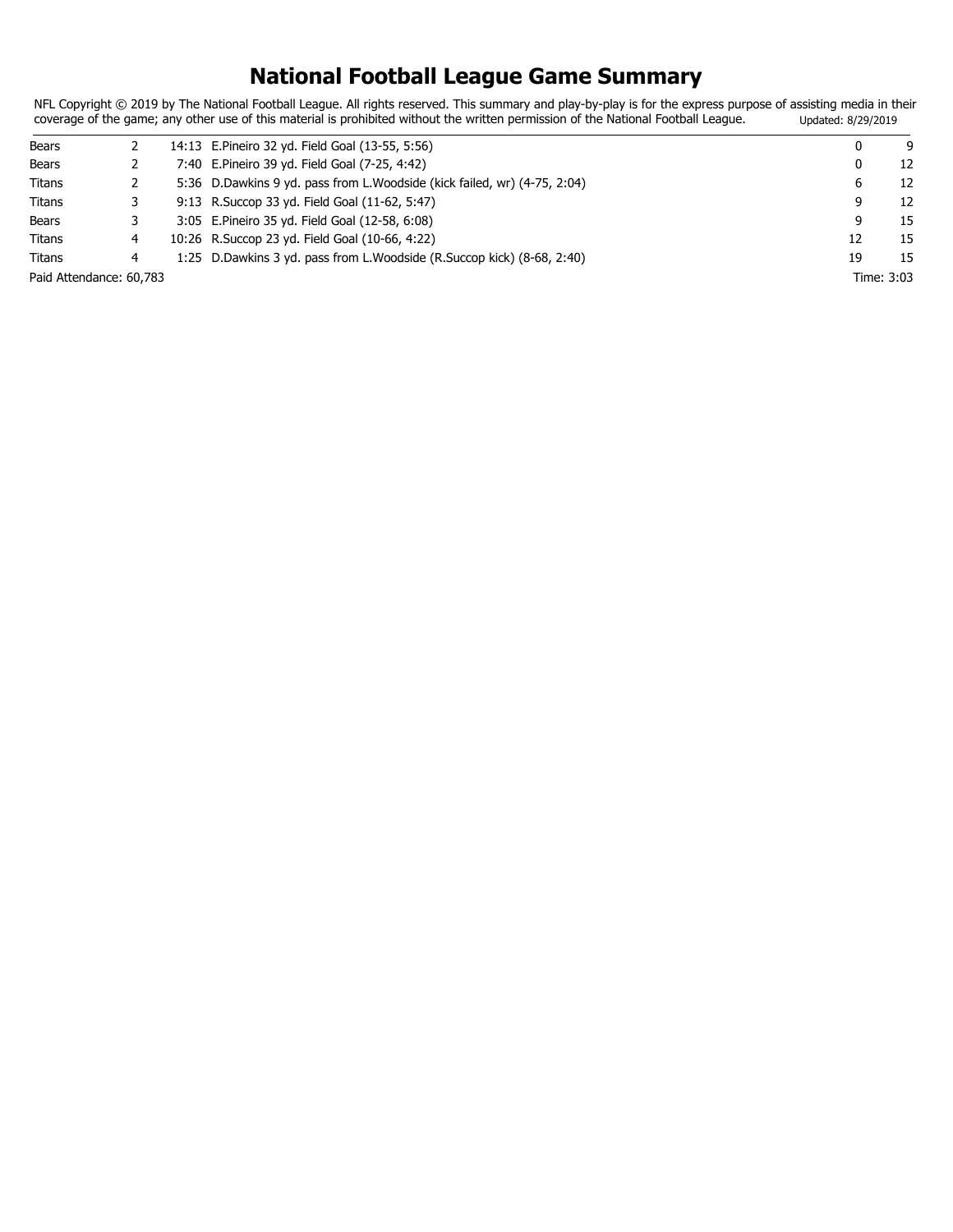# National Football League Game Summary

NFL Copyright © 2019 by The National Football League. All rights reserved. This summary and play-by-play is for the express purpose of assisting media in their coverage of the game; any other use of this material is prohibited without the written permission of the National Football League. Updated: 8/29/2019

| Team | Qtr | Time | Play | Titans | Bears |
|---|---|---|---|---|---|
| Bears | 2 | 14:13 | E.Pineiro 32 yd. Field Goal (13-55, 5:56) | 0 | 9 |
| Bears | 2 | 7:40 | E.Pineiro 39 yd. Field Goal (7-25, 4:42) | 0 | 12 |
| Titans | 2 | 5:36 | D.Dawkins 9 yd. pass from L.Woodside (kick failed, wr) (4-75, 2:04) | 6 | 12 |
| Titans | 3 | 9:13 | R.Succop 33 yd. Field Goal (11-62, 5:47) | 9 | 12 |
| Bears | 3 | 3:05 | E.Pineiro 35 yd. Field Goal (12-58, 6:08) | 9 | 15 |
| Titans | 4 | 10:26 | R.Succop 23 yd. Field Goal (10-66, 4:22) | 12 | 15 |
| Titans | 4 | 1:25 | D.Dawkins 3 yd. pass from L.Woodside (R.Succop kick) (8-68, 2:40) | 19 | 15 |

Paid Attendance: 60,783

Time: 3:03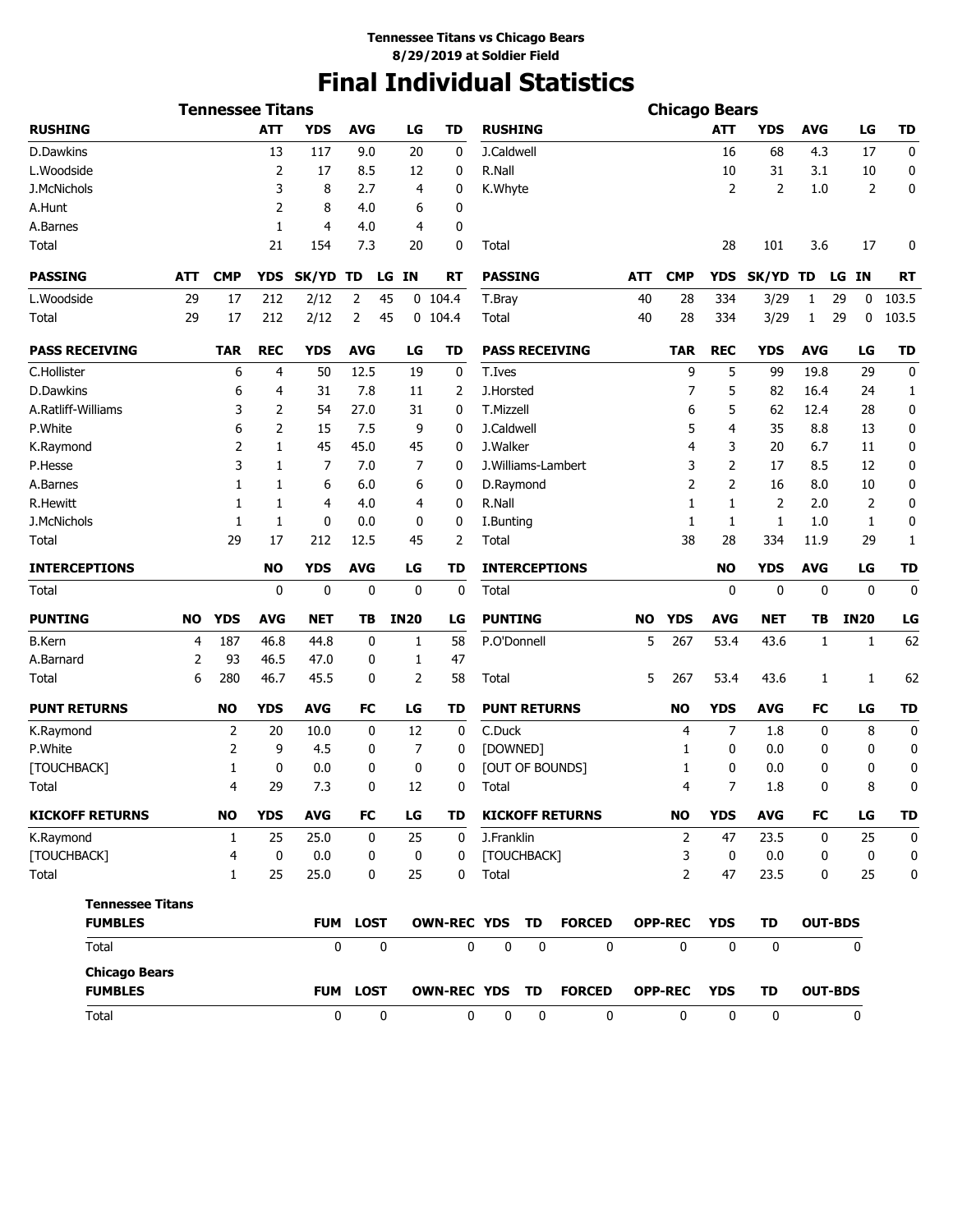**Tennessee Titans vs Chicago Bears**
**8/29/2019 at Soldier Field**

# Final Individual Statistics

## Tennessee Titans

| RUSHING | ATT | YDS | AVG | LG | TD |
|---|---|---|---|---|---|
| D.Dawkins | 13 | 117 | 9.0 | 20 | 0 |
| L.Woodside | 2 | 17 | 8.5 | 12 | 0 |
| J.McNichols | 3 | 8 | 2.7 | 4 | 0 |
| A.Hunt | 2 | 8 | 4.0 | 6 | 0 |
| A.Barnes | 1 | 4 | 4.0 | 4 | 0 |
| Total | 21 | 154 | 7.3 | 20 | 0 |

| PASSING | ATT | CMP | YDS | SK/YD | TD | LG | IN | RT |
|---|---|---|---|---|---|---|---|---|
| L.Woodside | 29 | 17 | 212 | 2/12 | 2 | 45 | 0 | 104.4 |
| Total | 29 | 17 | 212 | 2/12 | 2 | 45 | 0 | 104.4 |

| PASS RECEIVING | TAR | REC | YDS | AVG | LG | TD |
|---|---|---|---|---|---|---|
| C.Hollister | 6 | 4 | 50 | 12.5 | 19 | 0 |
| D.Dawkins | 6 | 4 | 31 | 7.8 | 11 | 2 |
| A.Ratliff-Williams | 3 | 2 | 54 | 27.0 | 31 | 0 |
| P.White | 6 | 2 | 15 | 7.5 | 9 | 0 |
| K.Raymond | 2 | 1 | 45 | 45.0 | 45 | 0 |
| P.Hesse | 3 | 1 | 7 | 7.0 | 7 | 0 |
| A.Barnes | 1 | 1 | 6 | 6.0 | 6 | 0 |
| R.Hewitt | 1 | 1 | 4 | 4.0 | 4 | 0 |
| J.McNichols | 1 | 1 | 0 | 0.0 | 0 | 0 |
| Total | 29 | 17 | 212 | 12.5 | 45 | 2 |

| INTERCEPTIONS | NO | YDS | AVG | LG | TD |
|---|---|---|---|---|---|
| Total | 0 | 0 | 0 | 0 | 0 |

| PUNTING | NO | YDS | AVG | NET | TB | IN20 | LG |
|---|---|---|---|---|---|---|---|
| B.Kern | 4 | 187 | 46.8 | 44.8 | 0 | 1 | 58 |
| A.Barnard | 2 | 93 | 46.5 | 47.0 | 0 | 1 | 47 |
| Total | 6 | 280 | 46.7 | 45.5 | 0 | 2 | 58 |

| PUNT RETURNS | NO | YDS | AVG | FC | LG | TD |
|---|---|---|---|---|---|---|
| K.Raymond | 2 | 20 | 10.0 | 0 | 12 | 0 |
| P.White | 2 | 9 | 4.5 | 0 | 7 | 0 |
| [TOUCHBACK] | 1 | 0 | 0.0 | 0 | 0 | 0 |
| Total | 4 | 29 | 7.3 | 0 | 12 | 0 |

| KICKOFF RETURNS | NO | YDS | AVG | FC | LG | TD |
|---|---|---|---|---|---|---|
| K.Raymond | 1 | 25 | 25.0 | 0 | 25 | 0 |
| [TOUCHBACK] | 4 | 0 | 0.0 | 0 | 0 | 0 |
| Total | 1 | 25 | 25.0 | 0 | 25 | 0 |

## Chicago Bears

| RUSHING | ATT | YDS | AVG | LG | TD |
|---|---|---|---|---|---|
| J.Caldwell | 16 | 68 | 4.3 | 17 | 0 |
| R.Nall | 10 | 31 | 3.1 | 10 | 0 |
| K.Whyte | 2 | 2 | 1.0 | 2 | 0 |
| Total | 28 | 101 | 3.6 | 17 | 0 |

| PASSING | ATT | CMP | YDS | SK/YD | TD | LG | IN | RT |
|---|---|---|---|---|---|---|---|---|
| T.Bray | 40 | 28 | 334 | 3/29 | 1 | 29 | 0 | 103.5 |
| Total | 40 | 28 | 334 | 3/29 | 1 | 29 | 0 | 103.5 |

| PASS RECEIVING | TAR | REC | YDS | AVG | LG | TD |
|---|---|---|---|---|---|---|
| T.Ives | 9 | 5 | 99 | 19.8 | 29 | 0 |
| J.Horsted | 7 | 5 | 82 | 16.4 | 24 | 1 |
| T.Mizzell | 6 | 5 | 62 | 12.4 | 28 | 0 |
| J.Caldwell | 5 | 4 | 35 | 8.8 | 13 | 0 |
| J.Walker | 4 | 3 | 20 | 6.7 | 11 | 0 |
| J.Williams-Lambert | 3 | 2 | 17 | 8.5 | 12 | 0 |
| D.Raymond | 2 | 2 | 16 | 8.0 | 10 | 0 |
| R.Nall | 1 | 1 | 2 | 2.0 | 2 | 0 |
| I.Bunting | 1 | 1 | 1 | 1.0 | 1 | 0 |
| Total | 38 | 28 | 334 | 11.9 | 29 | 1 |

| INTERCEPTIONS | NO | YDS | AVG | LG | TD |
|---|---|---|---|---|---|
| Total | 0 | 0 | 0 | 0 | 0 |

| PUNTING | NO | YDS | AVG | NET | TB | IN20 | LG |
|---|---|---|---|---|---|---|---|
| P.O'Donnell | 5 | 267 | 53.4 | 43.6 | 1 | 1 | 62 |
| Total | 5 | 267 | 53.4 | 43.6 | 1 | 1 | 62 |

| PUNT RETURNS | NO | YDS | AVG | FC | LG | TD |
|---|---|---|---|---|---|---|
| C.Duck | 4 | 7 | 1.8 | 0 | 8 | 0 |
| [DOWNED] | 1 | 0 | 0.0 | 0 | 0 | 0 |
| [OUT OF BOUNDS] | 1 | 0 | 0.0 | 0 | 0 | 0 |
| Total | 4 | 7 | 1.8 | 0 | 8 | 0 |

| KICKOFF RETURNS | NO | YDS | AVG | FC | LG | TD |
|---|---|---|---|---|---|---|
| J.Franklin | 2 | 47 | 23.5 | 0 | 25 | 0 |
| [TOUCHBACK] | 3 | 0 | 0.0 | 0 | 0 | 0 |
| Total | 2 | 47 | 23.5 | 0 | 25 | 0 |

## Tennessee Titans

| FUMBLES | FUM | LOST | OWN-REC | YDS | TD | FORCED | OPP-REC | YDS | TD | OUT-BDS |
|---|---|---|---|---|---|---|---|---|---|---|
| Total | 0 | 0 | 0 | 0 | 0 | 0 | 0 | 0 | 0 | 0 |

## Chicago Bears

| FUMBLES | FUM | LOST | OWN-REC | YDS | TD | FORCED | OPP-REC | YDS | TD | OUT-BDS |
|---|---|---|---|---|---|---|---|---|---|---|
| Total | 0 | 0 | 0 | 0 | 0 | 0 | 0 | 0 | 0 | 0 |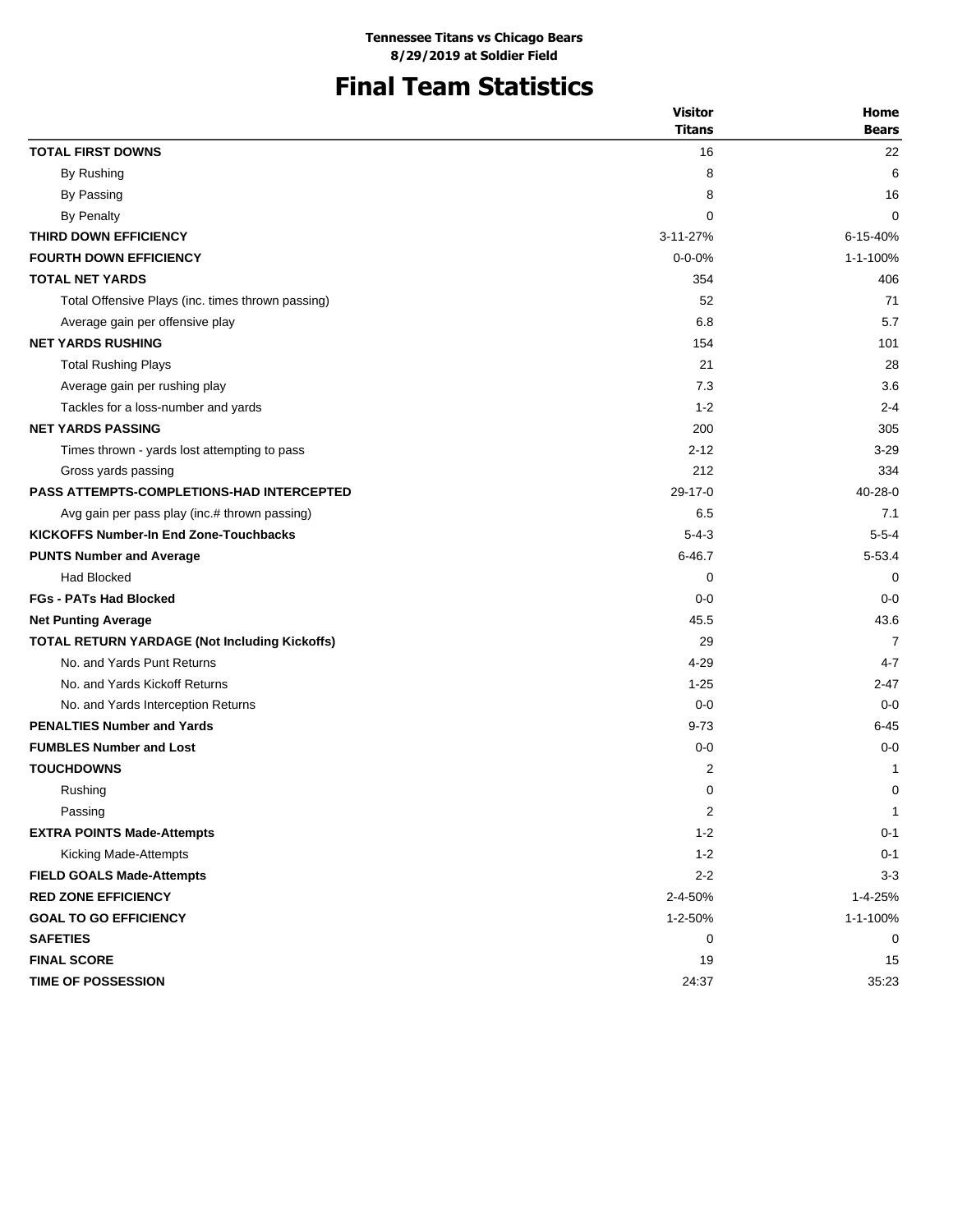**Tennessee Titans vs Chicago Bears**
**8/29/2019 at Soldier Field**

# Final Team Statistics

| | Visitor Titans | Home Bears |
|---|---|---|
| **TOTAL FIRST DOWNS** | 16 | 22 |
| By Rushing | 8 | 6 |
| By Passing | 8 | 16 |
| By Penalty | 0 | 0 |
| **THIRD DOWN EFFICIENCY** | 3-11-27% | 6-15-40% |
| **FOURTH DOWN EFFICIENCY** | 0-0-0% | 1-1-100% |
| **TOTAL NET YARDS** | 354 | 406 |
| Total Offensive Plays (inc. times thrown passing) | 52 | 71 |
| Average gain per offensive play | 6.8 | 5.7 |
| **NET YARDS RUSHING** | 154 | 101 |
| Total Rushing Plays | 21 | 28 |
| Average gain per rushing play | 7.3 | 3.6 |
| Tackles for a loss-number and yards | 1-2 | 2-4 |
| **NET YARDS PASSING** | 200 | 305 |
| Times thrown - yards lost attempting to pass | 2-12 | 3-29 |
| Gross yards passing | 212 | 334 |
| **PASS ATTEMPTS-COMPLETIONS-HAD INTERCEPTED** | 29-17-0 | 40-28-0 |
| Avg gain per pass play (inc.# thrown passing) | 6.5 | 7.1 |
| **KICKOFFS Number-In End Zone-Touchbacks** | 5-4-3 | 5-5-4 |
| **PUNTS Number and Average** | 6-46.7 | 5-53.4 |
| Had Blocked | 0 | 0 |
| **FGs - PATs Had Blocked** | 0-0 | 0-0 |
| **Net Punting Average** | 45.5 | 43.6 |
| **TOTAL RETURN YARDAGE (Not Including Kickoffs)** | 29 | 7 |
| No. and Yards Punt Returns | 4-29 | 4-7 |
| No. and Yards Kickoff Returns | 1-25 | 2-47 |
| No. and Yards Interception Returns | 0-0 | 0-0 |
| **PENALTIES Number and Yards** | 9-73 | 6-45 |
| **FUMBLES Number and Lost** | 0-0 | 0-0 |
| **TOUCHDOWNS** | 2 | 1 |
| Rushing | 0 | 0 |
| Passing | 2 | 1 |
| **EXTRA POINTS Made-Attempts** | 1-2 | 0-1 |
| Kicking Made-Attempts | 1-2 | 0-1 |
| **FIELD GOALS Made-Attempts** | 2-2 | 3-3 |
| **RED ZONE EFFICIENCY** | 2-4-50% | 1-4-25% |
| **GOAL TO GO EFFICIENCY** | 1-2-50% | 1-1-100% |
| **SAFETIES** | 0 | 0 |
| **FINAL SCORE** | 19 | 15 |
| **TIME OF POSSESSION** | 24:37 | 35:23 |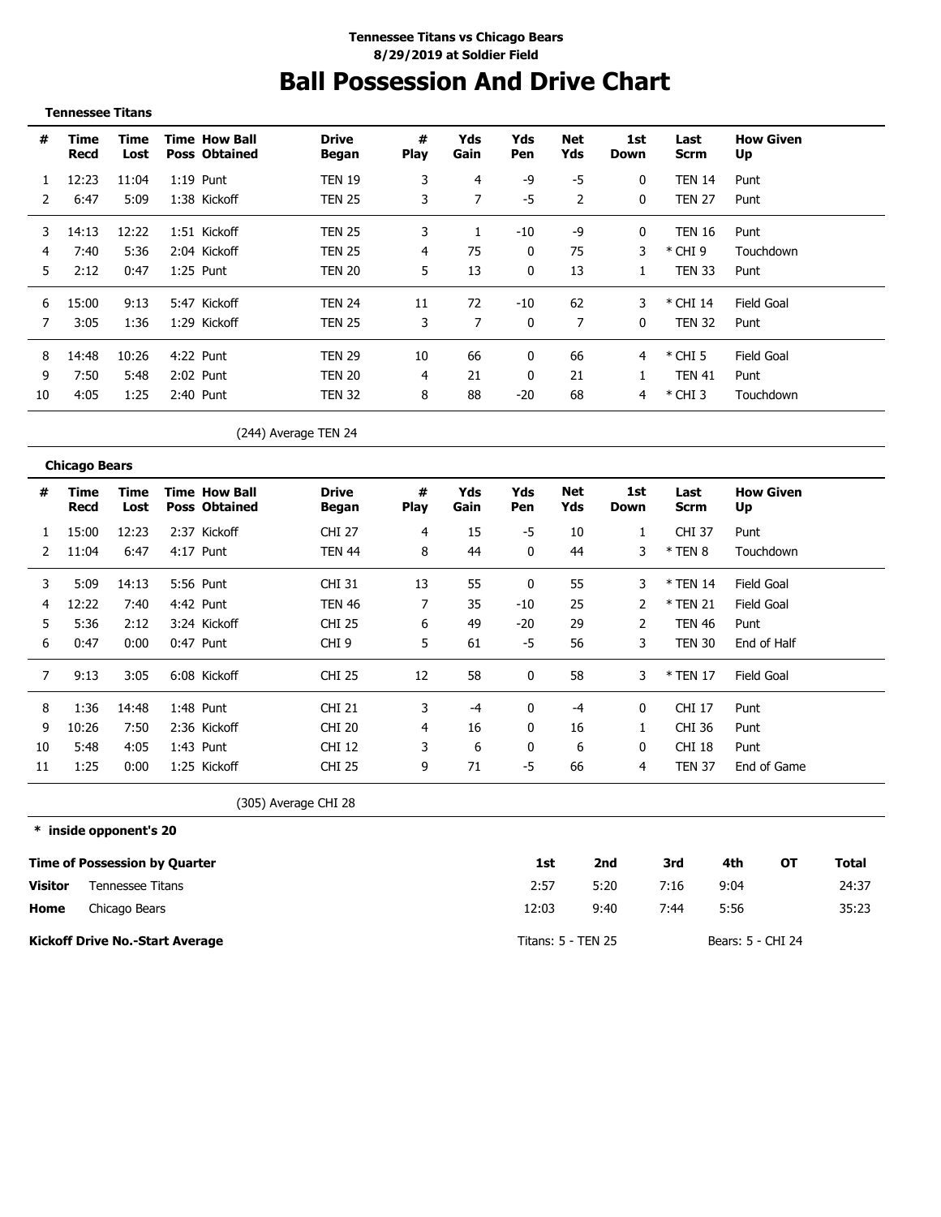**Tennessee Titans vs Chicago Bears**
**8/29/2019 at Soldier Field**

# Ball Possession And Drive Chart

**Tennessee Titans**

| # | Time Recd | Time Lost | Time Poss | How Ball Obtained | Drive Began | # Play | Yds Gain | Yds Pen | Net Yds | 1st Down | Last Scrm | How Given Up |
|---|---|---|---|---|---|---|---|---|---|---|---|---|
| 1 | 12:23 | 11:04 | 1:19 | Punt | TEN 19 | 3 | 4 | -9 | -5 | 0 | TEN 14 | Punt |
| 2 | 6:47 | 5:09 | 1:38 | Kickoff | TEN 25 | 3 | 7 | -5 | 2 | 0 | TEN 27 | Punt |
| 3 | 14:13 | 12:22 | 1:51 | Kickoff | TEN 25 | 3 | 1 | -10 | -9 | 0 | TEN 16 | Punt |
| 4 | 7:40 | 5:36 | 2:04 | Kickoff | TEN 25 | 4 | 75 | 0 | 75 | 3 | * CHI 9 | Touchdown |
| 5 | 2:12 | 0:47 | 1:25 | Punt | TEN 20 | 5 | 13 | 0 | 13 | 1 | TEN 33 | Punt |
| 6 | 15:00 | 9:13 | 5:47 | Kickoff | TEN 24 | 11 | 72 | -10 | 62 | 3 | * CHI 14 | Field Goal |
| 7 | 3:05 | 1:36 | 1:29 | Kickoff | TEN 25 | 3 | 7 | 0 | 7 | 0 | TEN 32 | Punt |
| 8 | 14:48 | 10:26 | 4:22 | Punt | TEN 29 | 10 | 66 | 0 | 66 | 4 | * CHI 5 | Field Goal |
| 9 | 7:50 | 5:48 | 2:02 | Punt | TEN 20 | 4 | 21 | 0 | 21 | 1 | TEN 41 | Punt |
| 10 | 4:05 | 1:25 | 2:40 | Punt | TEN 32 | 8 | 88 | -20 | 68 | 4 | * CHI 3 | Touchdown |

(244) Average TEN 24

**Chicago Bears**

| # | Time Recd | Time Lost | Time Poss | How Ball Obtained | Drive Began | # Play | Yds Gain | Yds Pen | Net Yds | 1st Down | Last Scrm | How Given Up |
|---|---|---|---|---|---|---|---|---|---|---|---|---|
| 1 | 15:00 | 12:23 | 2:37 | Kickoff | CHI 27 | 4 | 15 | -5 | 10 | 1 | CHI 37 | Punt |
| 2 | 11:04 | 6:47 | 4:17 | Punt | TEN 44 | 8 | 44 | 0 | 44 | 3 | * TEN 8 | Touchdown |
| 3 | 5:09 | 14:13 | 5:56 | Punt | CHI 31 | 13 | 55 | 0 | 55 | 3 | * TEN 14 | Field Goal |
| 4 | 12:22 | 7:40 | 4:42 | Punt | TEN 46 | 7 | 35 | -10 | 25 | 2 | * TEN 21 | Field Goal |
| 5 | 5:36 | 2:12 | 3:24 | Kickoff | CHI 25 | 6 | 49 | -20 | 29 | 2 | TEN 46 | Punt |
| 6 | 0:47 | 0:00 | 0:47 | Punt | CHI 9 | 5 | 61 | -5 | 56 | 3 | TEN 30 | End of Half |
| 7 | 9:13 | 3:05 | 6:08 | Kickoff | CHI 25 | 12 | 58 | 0 | 58 | 3 | * TEN 17 | Field Goal |
| 8 | 1:36 | 14:48 | 1:48 | Punt | CHI 21 | 3 | -4 | 0 | -4 | 0 | CHI 17 | Punt |
| 9 | 10:26 | 7:50 | 2:36 | Kickoff | CHI 20 | 4 | 16 | 0 | 16 | 1 | CHI 36 | Punt |
| 10 | 5:48 | 4:05 | 1:43 | Punt | CHI 12 | 3 | 6 | 0 | 6 | 0 | CHI 18 | Punt |
| 11 | 1:25 | 0:00 | 1:25 | Kickoff | CHI 25 | 9 | 71 | -5 | 66 | 4 | TEN 37 | End of Game |

(305) Average CHI 28

**\* inside opponent's 20**

| Time of Possession by Quarter | | 1st | 2nd | 3rd | 4th | OT | Total |
|---|---|---|---|---|---|---|---|
| **Visitor** | Tennessee Titans | 2:57 | 5:20 | 7:16 | 9:04 | | 24:37 |
| **Home** | Chicago Bears | 12:03 | 9:40 | 7:44 | 5:56 | | 35:23 |

**Kickoff Drive No.-Start Average** — Titans: 5 - TEN 25 — Bears: 5 - CHI 24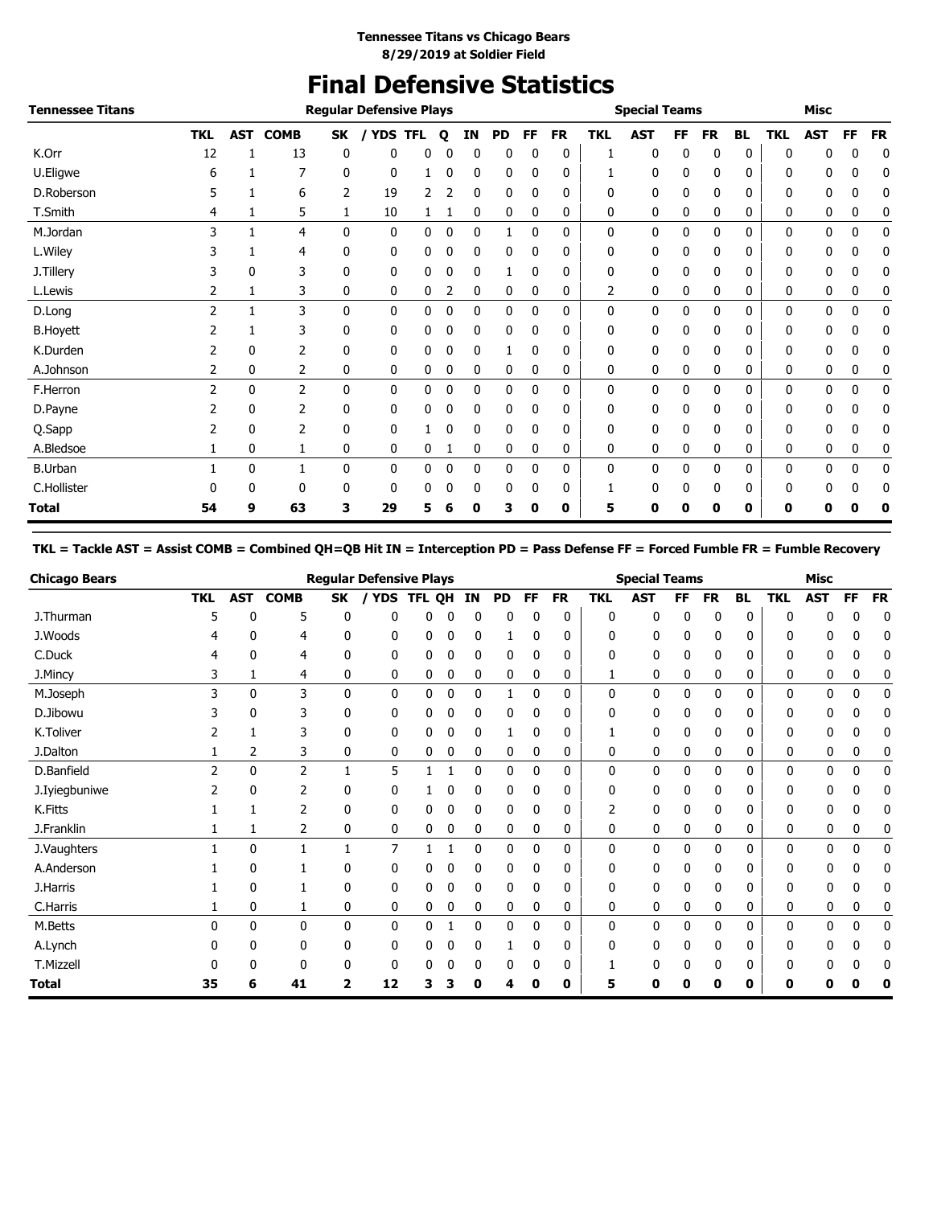**Tennessee Titans vs Chicago Bears**
**8/29/2019 at Soldier Field**

# Final Defensive Statistics

| Tennessee Titans | Regular Defensive Plays | | | | | | | | | | | Special Teams | | | | | | Misc | | | |
|---|---|---|---|---|---|---|---|---|---|---|---|---|---|---|---|---|---|---|---|---|---|
| | TKL | AST | COMB | SK | / YDS | TFL | Q | IN | PD | FF | FR | TKL | AST | FF | FR | BL | TKL | AST | FF | FR |
| K.Orr | 12 | 1 | 13 | 0 | 0 | 0 | 0 | 0 | 0 | 0 | 0 | 1 | 0 | 0 | 0 | 0 | 0 | 0 | 0 | 0 |
| U.Eligwe | 6 | 1 | 7 | 0 | 0 | 1 | 0 | 0 | 0 | 0 | 0 | 1 | 0 | 0 | 0 | 0 | 0 | 0 | 0 | 0 |
| D.Roberson | 5 | 1 | 6 | 2 | 19 | 2 | 2 | 0 | 0 | 0 | 0 | 0 | 0 | 0 | 0 | 0 | 0 | 0 | 0 | 0 |
| T.Smith | 4 | 1 | 5 | 1 | 10 | 1 | 1 | 0 | 0 | 0 | 0 | 0 | 0 | 0 | 0 | 0 | 0 | 0 | 0 | 0 |
| M.Jordan | 3 | 1 | 4 | 0 | 0 | 0 | 0 | 0 | 1 | 0 | 0 | 0 | 0 | 0 | 0 | 0 | 0 | 0 | 0 | 0 |
| L.Wiley | 3 | 1 | 4 | 0 | 0 | 0 | 0 | 0 | 0 | 0 | 0 | 0 | 0 | 0 | 0 | 0 | 0 | 0 | 0 | 0 |
| J.Tillery | 3 | 0 | 3 | 0 | 0 | 0 | 0 | 0 | 1 | 0 | 0 | 0 | 0 | 0 | 0 | 0 | 0 | 0 | 0 | 0 |
| L.Lewis | 2 | 1 | 3 | 0 | 0 | 0 | 2 | 0 | 0 | 0 | 0 | 2 | 0 | 0 | 0 | 0 | 0 | 0 | 0 | 0 |
| D.Long | 2 | 1 | 3 | 0 | 0 | 0 | 0 | 0 | 0 | 0 | 0 | 0 | 0 | 0 | 0 | 0 | 0 | 0 | 0 | 0 |
| B.Hoyett | 2 | 1 | 3 | 0 | 0 | 0 | 0 | 0 | 0 | 0 | 0 | 0 | 0 | 0 | 0 | 0 | 0 | 0 | 0 | 0 |
| K.Durden | 2 | 0 | 2 | 0 | 0 | 0 | 0 | 0 | 1 | 0 | 0 | 0 | 0 | 0 | 0 | 0 | 0 | 0 | 0 | 0 |
| A.Johnson | 2 | 0 | 2 | 0 | 0 | 0 | 0 | 0 | 0 | 0 | 0 | 0 | 0 | 0 | 0 | 0 | 0 | 0 | 0 | 0 |
| F.Herron | 2 | 0 | 2 | 0 | 0 | 0 | 0 | 0 | 0 | 0 | 0 | 0 | 0 | 0 | 0 | 0 | 0 | 0 | 0 | 0 |
| D.Payne | 2 | 0 | 2 | 0 | 0 | 0 | 0 | 0 | 0 | 0 | 0 | 0 | 0 | 0 | 0 | 0 | 0 | 0 | 0 | 0 |
| Q.Sapp | 2 | 0 | 2 | 0 | 0 | 1 | 0 | 0 | 0 | 0 | 0 | 0 | 0 | 0 | 0 | 0 | 0 | 0 | 0 | 0 |
| A.Bledsoe | 1 | 0 | 1 | 0 | 0 | 0 | 1 | 0 | 0 | 0 | 0 | 0 | 0 | 0 | 0 | 0 | 0 | 0 | 0 | 0 |
| B.Urban | 1 | 0 | 1 | 0 | 0 | 0 | 0 | 0 | 0 | 0 | 0 | 0 | 0 | 0 | 0 | 0 | 0 | 0 | 0 | 0 |
| C.Hollister | 0 | 0 | 0 | 0 | 0 | 0 | 0 | 0 | 0 | 0 | 0 | 1 | 0 | 0 | 0 | 0 | 0 | 0 | 0 | 0 |
| **Total** | **54** | **9** | **63** | **3** | **29** | **5** | **6** | **0** | **3** | **0** | **0** | **5** | **0** | **0** | **0** | **0** | **0** | **0** | **0** | **0** |

**TKL = Tackle AST = Assist COMB = Combined QH=QB Hit IN = Interception PD = Pass Defense FF = Forced Fumble FR = Fumble Recovery**

| Chicago Bears | Regular Defensive Plays | | | | | | | | | | | Special Teams | | | | | | Misc | | | |
|---|---|---|---|---|---|---|---|---|---|---|---|---|---|---|---|---|---|---|---|---|---|
| | TKL | AST | COMB | SK | / YDS | TFL | QH | IN | PD | FF | FR | TKL | AST | FF | FR | BL | TKL | AST | FF | FR |
| J.Thurman | 5 | 0 | 5 | 0 | 0 | 0 | 0 | 0 | 0 | 0 | 0 | 0 | 0 | 0 | 0 | 0 | 0 | 0 | 0 | 0 |
| J.Woods | 4 | 0 | 4 | 0 | 0 | 0 | 0 | 0 | 1 | 0 | 0 | 0 | 0 | 0 | 0 | 0 | 0 | 0 | 0 | 0 |
| C.Duck | 4 | 0 | 4 | 0 | 0 | 0 | 0 | 0 | 0 | 0 | 0 | 0 | 0 | 0 | 0 | 0 | 0 | 0 | 0 | 0 |
| J.Mincy | 3 | 1 | 4 | 0 | 0 | 0 | 0 | 0 | 0 | 0 | 0 | 1 | 0 | 0 | 0 | 0 | 0 | 0 | 0 | 0 |
| M.Joseph | 3 | 0 | 3 | 0 | 0 | 0 | 0 | 0 | 1 | 0 | 0 | 0 | 0 | 0 | 0 | 0 | 0 | 0 | 0 | 0 |
| D.Jibowu | 3 | 0 | 3 | 0 | 0 | 0 | 0 | 0 | 0 | 0 | 0 | 0 | 0 | 0 | 0 | 0 | 0 | 0 | 0 | 0 |
| K.Toliver | 2 | 1 | 3 | 0 | 0 | 0 | 0 | 0 | 1 | 0 | 0 | 1 | 0 | 0 | 0 | 0 | 0 | 0 | 0 | 0 |
| J.Dalton | 1 | 2 | 3 | 0 | 0 | 0 | 0 | 0 | 0 | 0 | 0 | 0 | 0 | 0 | 0 | 0 | 0 | 0 | 0 | 0 |
| D.Banfield | 2 | 0 | 2 | 1 | 5 | 1 | 1 | 0 | 0 | 0 | 0 | 0 | 0 | 0 | 0 | 0 | 0 | 0 | 0 | 0 |
| J.Iyiegbuniwe | 2 | 0 | 2 | 0 | 0 | 1 | 0 | 0 | 0 | 0 | 0 | 0 | 0 | 0 | 0 | 0 | 0 | 0 | 0 | 0 |
| K.Fitts | 1 | 1 | 2 | 0 | 0 | 0 | 0 | 0 | 0 | 0 | 0 | 2 | 0 | 0 | 0 | 0 | 0 | 0 | 0 | 0 |
| J.Franklin | 1 | 1 | 2 | 0 | 0 | 0 | 0 | 0 | 0 | 0 | 0 | 0 | 0 | 0 | 0 | 0 | 0 | 0 | 0 | 0 |
| J.Vaughters | 1 | 0 | 1 | 1 | 7 | 1 | 1 | 0 | 0 | 0 | 0 | 0 | 0 | 0 | 0 | 0 | 0 | 0 | 0 | 0 |
| A.Anderson | 1 | 0 | 1 | 0 | 0 | 0 | 0 | 0 | 0 | 0 | 0 | 0 | 0 | 0 | 0 | 0 | 0 | 0 | 0 | 0 |
| J.Harris | 1 | 0 | 1 | 0 | 0 | 0 | 0 | 0 | 0 | 0 | 0 | 0 | 0 | 0 | 0 | 0 | 0 | 0 | 0 | 0 |
| C.Harris | 1 | 0 | 1 | 0 | 0 | 0 | 0 | 0 | 0 | 0 | 0 | 0 | 0 | 0 | 0 | 0 | 0 | 0 | 0 | 0 |
| M.Betts | 0 | 0 | 0 | 0 | 0 | 0 | 1 | 0 | 0 | 0 | 0 | 0 | 0 | 0 | 0 | 0 | 0 | 0 | 0 | 0 |
| A.Lynch | 0 | 0 | 0 | 0 | 0 | 0 | 0 | 0 | 1 | 0 | 0 | 0 | 0 | 0 | 0 | 0 | 0 | 0 | 0 | 0 |
| T.Mizzell | 0 | 0 | 0 | 0 | 0 | 0 | 0 | 0 | 0 | 0 | 0 | 1 | 0 | 0 | 0 | 0 | 0 | 0 | 0 | 0 |
| **Total** | **35** | **6** | **41** | **2** | **12** | **3** | **3** | **0** | **4** | **0** | **0** | **5** | **0** | **0** | **0** | **0** | **0** | **0** | **0** | **0** |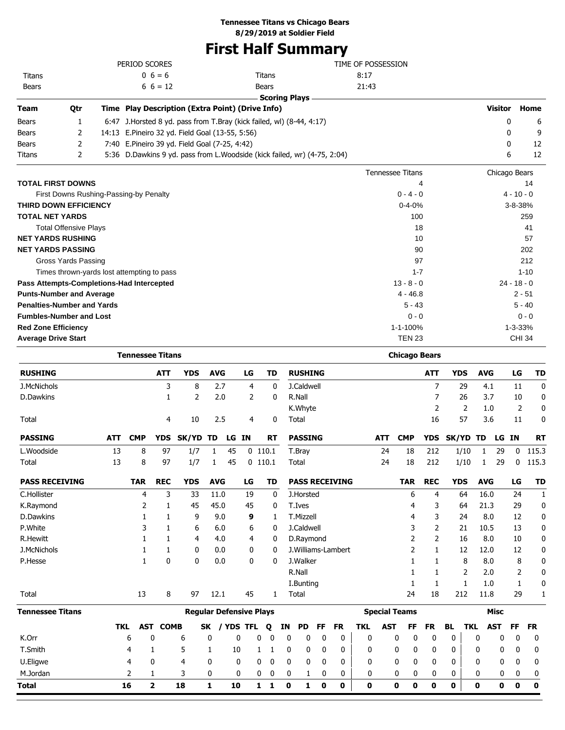**Tennessee Titans vs Chicago Bears**
**8/29/2019 at Soldier Field**

# First Half Summary

| PERIOD SCORES | | TIME OF POSSESSION | |
|---|---|---|---|
| Titans | 0 6 = 6 | Titans | 8:17 |
| Bears | 6 6 = 12 | Bears | 21:43 |

**Scoring Plays**

| Team | Qtr | Time | Play Description (Extra Point) (Drive Info) | Visitor | Home |
|---|---|---|---|---|---|
| Bears | 1 | 6:47 | J.Horsted 8 yd. pass from T.Bray (kick failed, wl) (8-44, 4:17) | 0 | 6 |
| Bears | 2 | 14:13 | E.Pineiro 32 yd. Field Goal (13-55, 5:56) | 0 | 9 |
| Bears | 2 | 7:40 | E.Pineiro 39 yd. Field Goal (7-25, 4:42) | 0 | 12 |
| Titans | 2 | 5:36 | D.Dawkins 9 yd. pass from L.Woodside (kick failed, wr) (4-75, 2:04) | 6 | 12 |

| | Tennessee Titans | Chicago Bears |
|---|---|---|
| **TOTAL FIRST DOWNS** | 4 | 14 |
| First Downs Rushing-Passing-by Penalty | 0 - 4 - 0 | 4 - 10 - 0 |
| **THIRD DOWN EFFICIENCY** | 0-4-0% | 3-8-38% |
| **TOTAL NET YARDS** | 100 | 259 |
| Total Offensive Plays | 18 | 41 |
| **NET YARDS RUSHING** | 10 | 57 |
| **NET YARDS PASSING** | 90 | 202 |
| Gross Yards Passing | 97 | 212 |
| Times thrown-yards lost attempting to pass | 1-7 | 1-10 |
| **Pass Attempts-Completions-Had Intercepted** | 13 - 8 - 0 | 24 - 18 - 0 |
| **Punts-Number and Average** | 4 - 46.8 | 2 - 51 |
| **Penalties-Number and Yards** | 5 - 43 | 5 - 40 |
| **Fumbles-Number and Lost** | 0 - 0 | 0 - 0 |
| **Red Zone Efficiency** | 1-1-100% | 1-3-33% |
| **Average Drive Start** | TEN 23 | CHI 34 |

**Tennessee Titans**

| RUSHING | ATT | YDS | AVG | LG | TD |
|---|---|---|---|---|---|
| J.McNichols | 3 | 8 | 2.7 | 4 | 0 |
| D.Dawkins | 1 | 2 | 2.0 | 2 | 0 |
| Total | 4 | 10 | 2.5 | 4 | 0 |

| PASSING | ATT | CMP | YDS | SK/YD | TD | LG | IN | RT |
|---|---|---|---|---|---|---|---|---|
| L.Woodside | 13 | 8 | 97 | 1/7 | 1 | 45 | 0 | 110.1 |
| Total | 13 | 8 | 97 | 1/7 | 1 | 45 | 0 | 110.1 |

| PASS RECEIVING | TAR | REC | YDS | AVG | LG | TD |
|---|---|---|---|---|---|---|
| C.Hollister | 4 | 3 | 33 | 11.0 | 19 | 0 |
| K.Raymond | 2 | 1 | 45 | 45.0 | 45 | 0 |
| D.Dawkins | 1 | 1 | 9 | 9.0 | **9** | 1 |
| P.White | 3 | 1 | 6 | 6.0 | 6 | 0 |
| R.Hewitt | 1 | 1 | 4 | 4.0 | 4 | 0 |
| J.McNichols | 1 | 1 | 0 | 0.0 | 0 | 0 |
| P.Hesse | 1 | 0 | 0 | 0.0 | 0 | 0 |
| Total | 13 | 8 | 97 | 12.1 | 45 | 1 |

**Chicago Bears**

| RUSHING | ATT | YDS | AVG | LG | TD |
|---|---|---|---|---|---|
| J.Caldwell | 7 | 29 | 4.1 | 11 | 0 |
| R.Nall | 7 | 26 | 3.7 | 10 | 0 |
| K.Whyte | 2 | 2 | 1.0 | 2 | 0 |
| Total | 16 | 57 | 3.6 | 11 | 0 |

| PASSING | ATT | CMP | YDS | SK/YD | TD | LG | IN | RT |
|---|---|---|---|---|---|---|---|---|
| T.Bray | 24 | 18 | 212 | 1/10 | 1 | 29 | 0 | 115.3 |
| Total | 24 | 18 | 212 | 1/10 | 1 | 29 | 0 | 115.3 |

| PASS RECEIVING | TAR | REC | YDS | AVG | LG | TD |
|---|---|---|---|---|---|---|
| J.Horsted | 6 | 4 | 64 | 16.0 | 24 | 1 |
| T.Ives | 4 | 3 | 64 | 21.3 | 29 | 0 |
| T.Mizzell | 4 | 3 | 24 | 8.0 | 12 | 0 |
| J.Caldwell | 3 | 2 | 21 | 10.5 | 13 | 0 |
| D.Raymond | 2 | 2 | 16 | 8.0 | 10 | 0 |
| J.Williams-Lambert | 2 | 1 | 12 | 12.0 | 12 | 0 |
| J.Walker | 1 | 1 | 8 | 8.0 | 8 | 0 |
| R.Nall | 1 | 1 | 2 | 2.0 | 2 | 0 |
| I.Bunting | 1 | 1 | 1 | 1.0 | 1 | 0 |
| Total | 24 | 18 | 212 | 11.8 | 29 | 1 |

**Tennessee Titans**

| | Regular Defensive Plays | | | | | | | | | | | Special Teams | | | | | Misc | | | |
|---|---|---|---|---|---|---|---|---|---|---|---|---|---|---|---|---|---|---|---|---|
| | TKL | AST | COMB | SK | / YDS | TFL | Q | IN | PD | FF | FR | TKL | AST | FF | FR | BL | TKL | AST | FF | FR |
| K.Orr | 6 | 0 | 6 | 0 | 0 | 0 | 0 | 0 | 0 | 0 | 0 | 0 | 0 | 0 | 0 | 0 | 0 | 0 | 0 | 0 |
| T.Smith | 4 | 1 | 5 | 1 | 10 | 1 | 1 | 0 | 0 | 0 | 0 | 0 | 0 | 0 | 0 | 0 | 0 | 0 | 0 | 0 |
| U.Eligwe | 4 | 0 | 4 | 0 | 0 | 0 | 0 | 0 | 0 | 0 | 0 | 0 | 0 | 0 | 0 | 0 | 0 | 0 | 0 | 0 |
| M.Jordan | 2 | 1 | 3 | 0 | 0 | 0 | 0 | 0 | 1 | 0 | 0 | 0 | 0 | 0 | 0 | 0 | 0 | 0 | 0 | 0 |
| **Total** | **16** | **2** | **18** | **1** | **10** | **1** | **1** | **0** | **1** | **0** | **0** | **0** | **0** | **0** | **0** | **0** | **0** | **0** | **0** | **0** |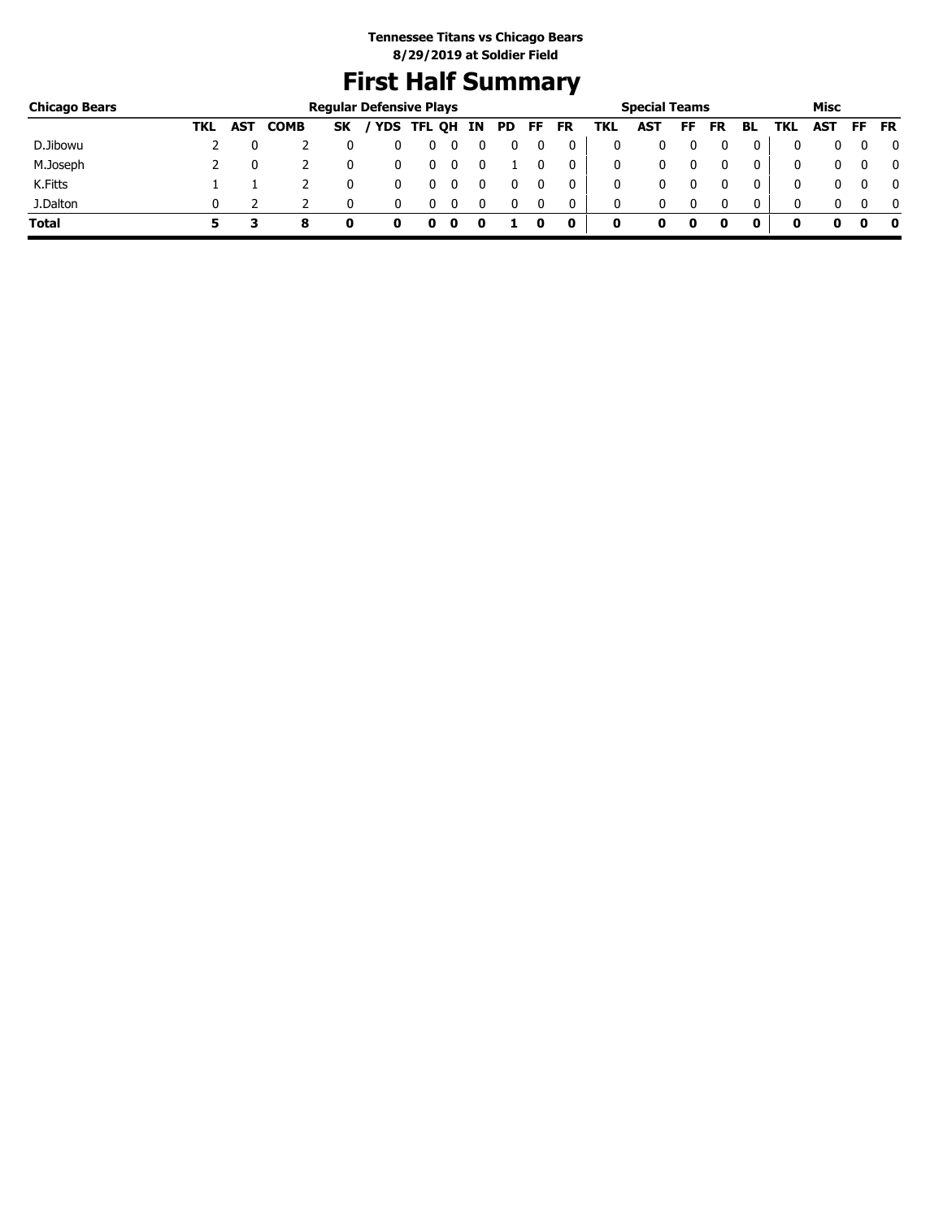**Tennessee Titans vs Chicago Bears**
**8/29/2019 at Soldier Field**

# First Half Summary

| Chicago Bears | Regular Defensive Plays | | | | | | | | | | | Special Teams | | | | | | Misc | | | |
|---|---|---|---|---|---|---|---|---|---|---|---|---|---|---|---|---|---|---|---|---|---|
| | TKL | AST | COMB | SK | / YDS | TFL | QH | IN | PD | FF | FR | TKL | AST | FF | FR | BL | TKL | AST | FF | FR |
| D.Jibowu | 2 | 0 | 2 | 0 | 0 | 0 | 0 | 0 | 0 | 0 | 0 | 0 | 0 | 0 | 0 | 0 | 0 | 0 | 0 | 0 |
| M.Joseph | 2 | 0 | 2 | 0 | 0 | 0 | 0 | 0 | 1 | 0 | 0 | 0 | 0 | 0 | 0 | 0 | 0 | 0 | 0 | 0 |
| K.Fitts | 1 | 1 | 2 | 0 | 0 | 0 | 0 | 0 | 0 | 0 | 0 | 0 | 0 | 0 | 0 | 0 | 0 | 0 | 0 | 0 |
| J.Dalton | 0 | 2 | 2 | 0 | 0 | 0 | 0 | 0 | 0 | 0 | 0 | 0 | 0 | 0 | 0 | 0 | 0 | 0 | 0 | 0 |
| **Total** | **5** | **3** | **8** | **0** | **0** | **0** | **0** | **0** | **1** | **0** | **0** | **0** | **0** | **0** | **0** | **0** | **0** | **0** | **0** | **0** |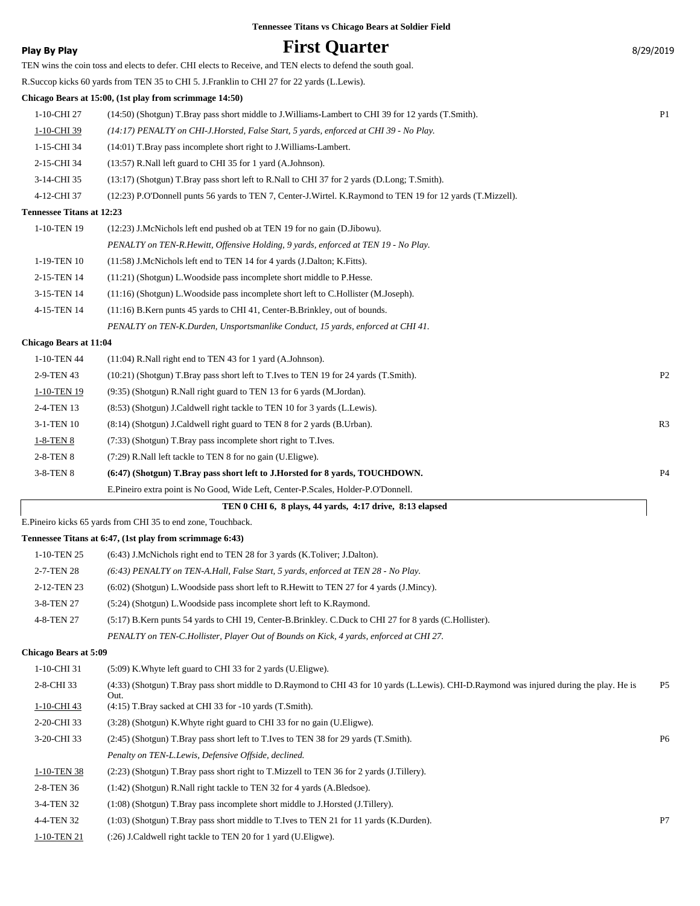Tennessee Titans vs Chicago Bears at Soldier Field

**Play By Play**

# First Quarter

8/29/2019

TEN wins the coin toss and elects to defer. CHI elects to Receive, and TEN elects to defend the south goal.

R.Succop kicks 60 yards from TEN 35 to CHI 5. J.Franklin to CHI 27 for 22 yards (L.Lewis).

**Chicago Bears at 15:00, (1st play from scrimmage 14:50)**

| | | |
|---|---|---|
| 1-10-CHI 27 | (14:50) (Shotgun) T.Bray pass short middle to J.Williams-Lambert to CHI 39 for 12 yards (T.Smith). | P1 |
| 1-10-CHI 39 | *(14:17) PENALTY on CHI-J.Horsted, False Start, 5 yards, enforced at CHI 39 - No Play.* | |
| 1-15-CHI 34 | (14:01) T.Bray pass incomplete short right to J.Williams-Lambert. | |
| 2-15-CHI 34 | (13:57) R.Nall left guard to CHI 35 for 1 yard (A.Johnson). | |
| 3-14-CHI 35 | (13:17) (Shotgun) T.Bray pass short left to R.Nall to CHI 37 for 2 yards (D.Long; T.Smith). | |
| 4-12-CHI 37 | (12:23) P.O'Donnell punts 56 yards to TEN 7, Center-J.Wirtel. K.Raymond to TEN 19 for 12 yards (T.Mizzell). | |

**Tennessee Titans at 12:23**

| | | |
|---|---|---|
| 1-10-TEN 19 | (12:23) J.McNichols left end pushed ob at TEN 19 for no gain (D.Jibowu). | |
| | *PENALTY on TEN-R.Hewitt, Offensive Holding, 9 yards, enforced at TEN 19 - No Play.* | |
| 1-19-TEN 10 | (11:58) J.McNichols left end to TEN 14 for 4 yards (J.Dalton; K.Fitts). | |
| 2-15-TEN 14 | (11:21) (Shotgun) L.Woodside pass incomplete short middle to P.Hesse. | |
| 3-15-TEN 14 | (11:16) (Shotgun) L.Woodside pass incomplete short left to C.Hollister (M.Joseph). | |
| 4-15-TEN 14 | (11:16) B.Kern punts 45 yards to CHI 41, Center-B.Brinkley, out of bounds. | |
| | *PENALTY on TEN-K.Durden, Unsportsmanlike Conduct, 15 yards, enforced at CHI 41.* | |

**Chicago Bears at 11:04**

| | | |
|---|---|---|
| 1-10-TEN 44 | (11:04) R.Nall right end to TEN 43 for 1 yard (A.Johnson). | |
| 2-9-TEN 43 | (10:21) (Shotgun) T.Bray pass short left to T.Ives to TEN 19 for 24 yards (T.Smith). | P2 |
| 1-10-TEN 19 | (9:35) (Shotgun) R.Nall right guard to TEN 13 for 6 yards (M.Jordan). | |
| 2-4-TEN 13 | (8:53) (Shotgun) J.Caldwell right tackle to TEN 10 for 3 yards (L.Lewis). | |
| 3-1-TEN 10 | (8:14) (Shotgun) J.Caldwell right guard to TEN 8 for 2 yards (B.Urban). | R3 |
| 1-8-TEN 8 | (7:33) (Shotgun) T.Bray pass incomplete short right to T.Ives. | |
| 2-8-TEN 8 | (7:29) R.Nall left tackle to TEN 8 for no gain (U.Eligwe). | |
| 3-8-TEN 8 | **(6:47) (Shotgun) T.Bray pass short left to J.Horsted for 8 yards, TOUCHDOWN.** | P4 |
| | E.Pineiro extra point is No Good, Wide Left, Center-P.Scales, Holder-P.O'Donnell. | |

**TEN 0 CHI 6, 8 plays, 44 yards, 4:17 drive, 8:13 elapsed**

E.Pineiro kicks 65 yards from CHI 35 to end zone, Touchback.

**Tennessee Titans at 6:47, (1st play from scrimmage 6:43)**

| | | |
|---|---|---|
| 1-10-TEN 25 | (6:43) J.McNichols right end to TEN 28 for 3 yards (K.Toliver; J.Dalton). | |
| 2-7-TEN 28 | *(6:43) PENALTY on TEN-A.Hall, False Start, 5 yards, enforced at TEN 28 - No Play.* | |
| 2-12-TEN 23 | (6:02) (Shotgun) L.Woodside pass short left to R.Hewitt to TEN 27 for 4 yards (J.Mincy). | |
| 3-8-TEN 27 | (5:24) (Shotgun) L.Woodside pass incomplete short left to K.Raymond. | |
| 4-8-TEN 27 | (5:17) B.Kern punts 54 yards to CHI 19, Center-B.Brinkley. C.Duck to CHI 27 for 8 yards (C.Hollister). | |
| | *PENALTY on TEN-C.Hollister, Player Out of Bounds on Kick, 4 yards, enforced at CHI 27.* | |

**Chicago Bears at 5:09**

| | | |
|---|---|---|
| 1-10-CHI 31 | (5:09) K.Whyte left guard to CHI 33 for 2 yards (U.Eligwe). | |
| 2-8-CHI 33 | (4:33) (Shotgun) T.Bray pass short middle to D.Raymond to CHI 43 for 10 yards (L.Lewis). CHI-D.Raymond was injured during the play. He is Out. | P5 |
| 1-10-CHI 43 | (4:15) T.Bray sacked at CHI 33 for -10 yards (T.Smith). | |
| 2-20-CHI 33 | (3:28) (Shotgun) K.Whyte right guard to CHI 33 for no gain (U.Eligwe). | |
| 3-20-CHI 33 | (2:45) (Shotgun) T.Bray pass short left to T.Ives to TEN 38 for 29 yards (T.Smith). | P6 |
| | *Penalty on TEN-L.Lewis, Defensive Offside, declined.* | |
| 1-10-TEN 38 | (2:23) (Shotgun) T.Bray pass short right to T.Mizzell to TEN 36 for 2 yards (J.Tillery). | |
| 2-8-TEN 36 | (1:42) (Shotgun) R.Nall right tackle to TEN 32 for 4 yards (A.Bledsoe). | |
| 3-4-TEN 32 | (1:08) (Shotgun) T.Bray pass incomplete short middle to J.Horsted (J.Tillery). | |
| 4-4-TEN 32 | (1:03) (Shotgun) T.Bray pass short middle to T.Ives to TEN 21 for 11 yards (K.Durden). | P7 |
| 1-10-TEN 21 | (:26) J.Caldwell right tackle to TEN 20 for 1 yard (U.Eligwe). | |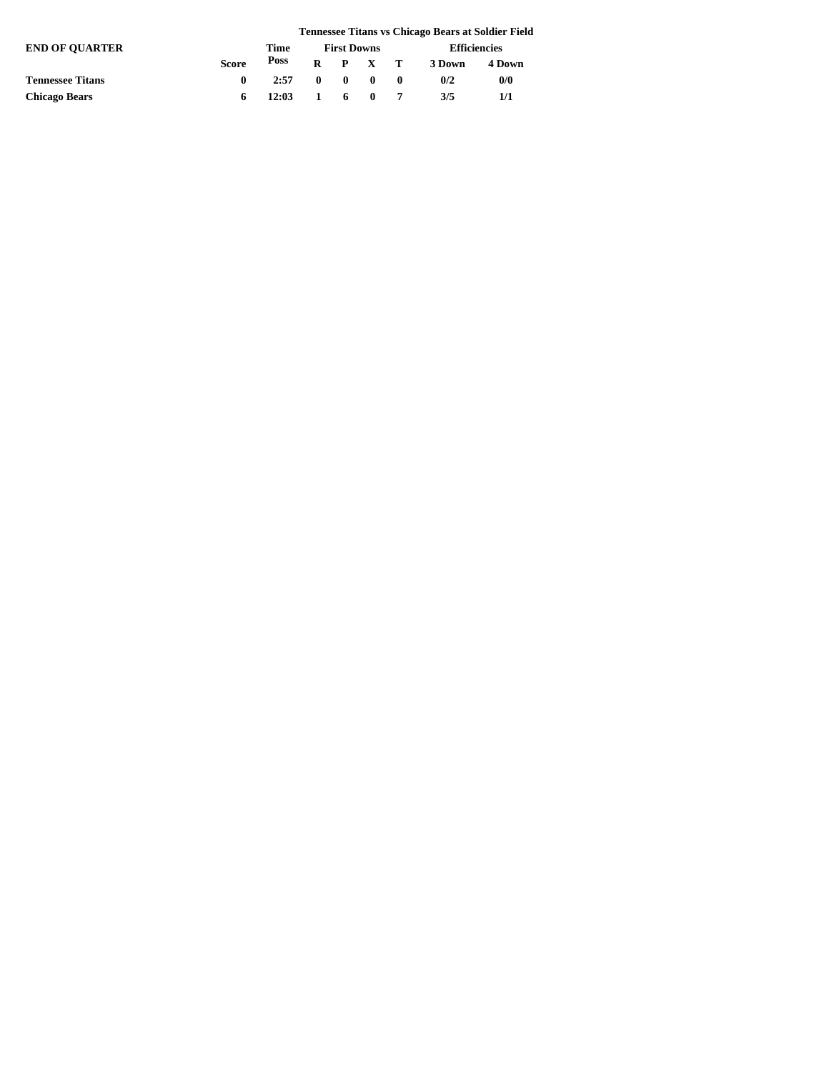### Tennessee Titans vs Chicago Bears at Soldier Field

| END OF QUARTER | Score | Time Poss | First Downs | | | | Efficiencies | |
|---|---|---|---|---|---|---|---|---|
| | | | R | P | X | T | 3 Down | 4 Down |
| Tennessee Titans | 0 | 2:57 | 0 | 0 | 0 | 0 | 0/2 | 0/0 |
| Chicago Bears | 6 | 12:03 | 1 | 6 | 0 | 7 | 3/5 | 1/1 |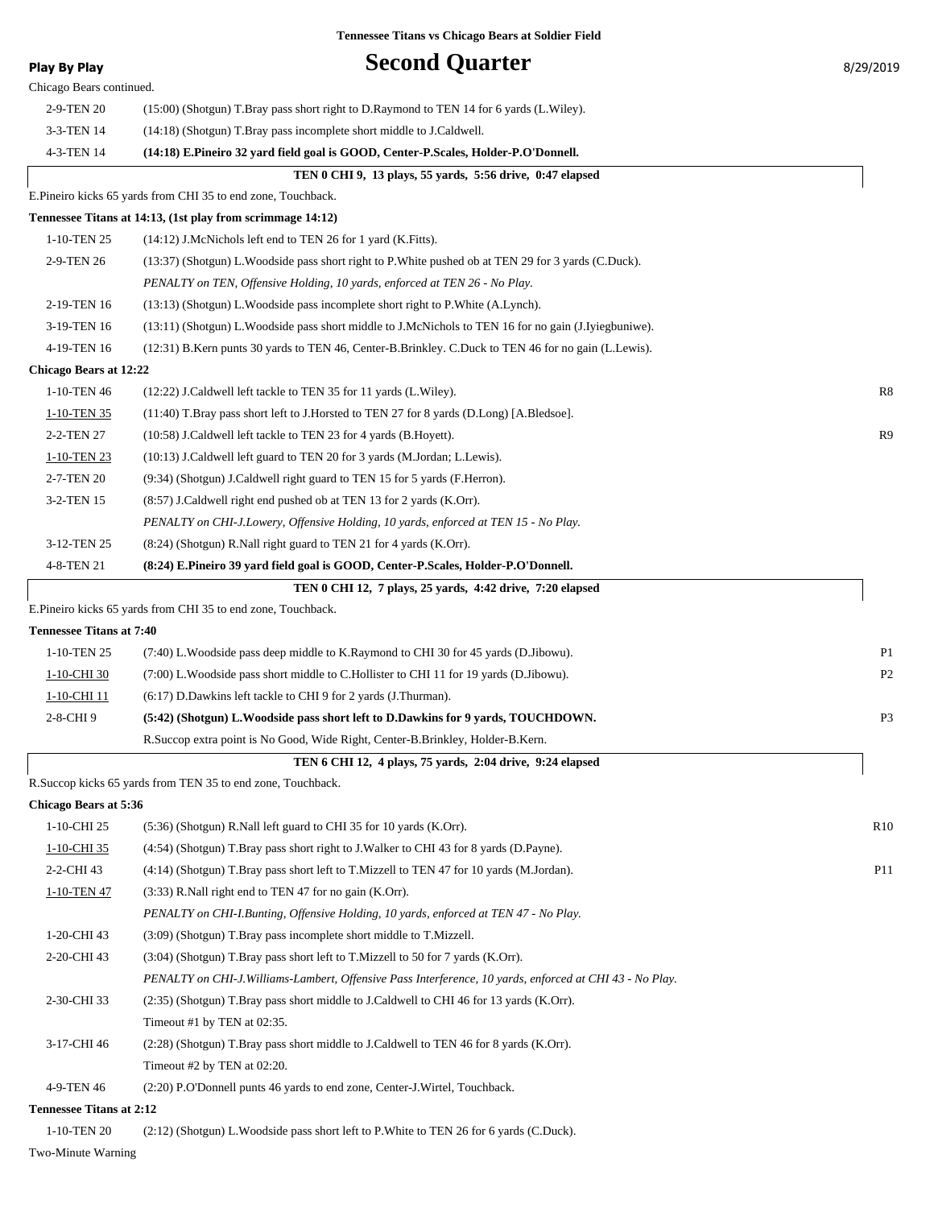# Second Quarter

**Tennessee Titans vs Chicago Bears at Soldier Field**

**Play By Play** 8/29/2019

Chicago Bears continued.

| Down | Play | |
|---|---|---|
| 2-9-TEN 20 | (15:00) (Shotgun) T.Bray pass short right to D.Raymond to TEN 14 for 6 yards (L.Wiley). | |
| 3-3-TEN 14 | (14:18) (Shotgun) T.Bray pass incomplete short middle to J.Caldwell. | |
| 4-3-TEN 14 | **(14:18) E.Pineiro 32 yard field goal is GOOD, Center-P.Scales, Holder-P.O'Donnell.** | |

**TEN 0 CHI 9, 13 plays, 55 yards, 5:56 drive, 0:47 elapsed**

E.Pineiro kicks 65 yards from CHI 35 to end zone, Touchback.

**Tennessee Titans at 14:13, (1st play from scrimmage 14:12)**

| Down | Play | |
|---|---|---|
| 1-10-TEN 25 | (14:12) J.McNichols left end to TEN 26 for 1 yard (K.Fitts). | |
| 2-9-TEN 26 | (13:37) (Shotgun) L.Woodside pass short right to P.White pushed ob at TEN 29 for 3 yards (C.Duck). | |
| | *PENALTY on TEN, Offensive Holding, 10 yards, enforced at TEN 26 - No Play.* | |
| 2-19-TEN 16 | (13:13) (Shotgun) L.Woodside pass incomplete short right to P.White (A.Lynch). | |
| 3-19-TEN 16 | (13:11) (Shotgun) L.Woodside pass short middle to J.McNichols to TEN 16 for no gain (J.Iyiegbuniwe). | |
| 4-19-TEN 16 | (12:31) B.Kern punts 30 yards to TEN 46, Center-B.Brinkley. C.Duck to TEN 46 for no gain (L.Lewis). | |

**Chicago Bears at 12:22**

| Down | Play | |
|---|---|---|
| 1-10-TEN 46 | (12:22) J.Caldwell left tackle to TEN 35 for 11 yards (L.Wiley). | R8 |
| 1-10-TEN 35 | (11:40) T.Bray pass short left to J.Horsted to TEN 27 for 8 yards (D.Long) [A.Bledsoe]. | |
| 2-2-TEN 27 | (10:58) J.Caldwell left tackle to TEN 23 for 4 yards (B.Hoyett). | R9 |
| 1-10-TEN 23 | (10:13) J.Caldwell left guard to TEN 20 for 3 yards (M.Jordan; L.Lewis). | |
| 2-7-TEN 20 | (9:34) (Shotgun) J.Caldwell right guard to TEN 15 for 5 yards (F.Herron). | |
| 3-2-TEN 15 | (8:57) J.Caldwell right end pushed ob at TEN 13 for 2 yards (K.Orr). | |
| | *PENALTY on CHI-J.Lowery, Offensive Holding, 10 yards, enforced at TEN 15 - No Play.* | |
| 3-12-TEN 25 | (8:24) (Shotgun) R.Nall right guard to TEN 21 for 4 yards (K.Orr). | |
| 4-8-TEN 21 | **(8:24) E.Pineiro 39 yard field goal is GOOD, Center-P.Scales, Holder-P.O'Donnell.** | |

**TEN 0 CHI 12, 7 plays, 25 yards, 4:42 drive, 7:20 elapsed**

E.Pineiro kicks 65 yards from CHI 35 to end zone, Touchback.

**Tennessee Titans at 7:40**

| Down | Play | |
|---|---|---|
| 1-10-TEN 25 | (7:40) L.Woodside pass deep middle to K.Raymond to CHI 30 for 45 yards (D.Jibowu). | P1 |
| 1-10-CHI 30 | (7:00) L.Woodside pass short middle to C.Hollister to CHI 11 for 19 yards (D.Jibowu). | P2 |
| 1-10-CHI 11 | (6:17) D.Dawkins left tackle to CHI 9 for 2 yards (J.Thurman). | |
| 2-8-CHI 9 | **(5:42) (Shotgun) L.Woodside pass short left to D.Dawkins for 9 yards, TOUCHDOWN.** | P3 |
| | R.Succop extra point is No Good, Wide Right, Center-B.Brinkley, Holder-B.Kern. | |

**TEN 6 CHI 12, 4 plays, 75 yards, 2:04 drive, 9:24 elapsed**

R.Succop kicks 65 yards from TEN 35 to end zone, Touchback.

**Chicago Bears at 5:36**

| Down | Play | |
|---|---|---|
| 1-10-CHI 25 | (5:36) (Shotgun) R.Nall left guard to CHI 35 for 10 yards (K.Orr). | R10 |
| 1-10-CHI 35 | (4:54) (Shotgun) T.Bray pass short right to J.Walker to CHI 43 for 8 yards (D.Payne). | |
| 2-2-CHI 43 | (4:14) (Shotgun) T.Bray pass short left to T.Mizzell to TEN 47 for 10 yards (M.Jordan). | P11 |
| 1-10-TEN 47 | (3:33) R.Nall right end to TEN 47 for no gain (K.Orr). | |
| | *PENALTY on CHI-I.Bunting, Offensive Holding, 10 yards, enforced at TEN 47 - No Play.* | |
| 1-20-CHI 43 | (3:09) (Shotgun) T.Bray pass incomplete short middle to T.Mizzell. | |
| 2-20-CHI 43 | (3:04) (Shotgun) T.Bray pass short left to T.Mizzell to 50 for 7 yards (K.Orr). | |
| | *PENALTY on CHI-J.Williams-Lambert, Offensive Pass Interference, 10 yards, enforced at CHI 43 - No Play.* | |
| 2-30-CHI 33 | (2:35) (Shotgun) T.Bray pass short middle to J.Caldwell to CHI 46 for 13 yards (K.Orr). | |
| | Timeout #1 by TEN at 02:35. | |
| 3-17-CHI 46 | (2:28) (Shotgun) T.Bray pass short middle to J.Caldwell to TEN 46 for 8 yards (K.Orr). | |
| | Timeout #2 by TEN at 02:20. | |
| 4-9-TEN 46 | (2:20) P.O'Donnell punts 46 yards to end zone, Center-J.Wirtel, Touchback. | |

**Tennessee Titans at 2:12**

| Down | Play | |
|---|---|---|
| 1-10-TEN 20 | (2:12) (Shotgun) L.Woodside pass short left to P.White to TEN 26 for 6 yards (C.Duck). | |

Two-Minute Warning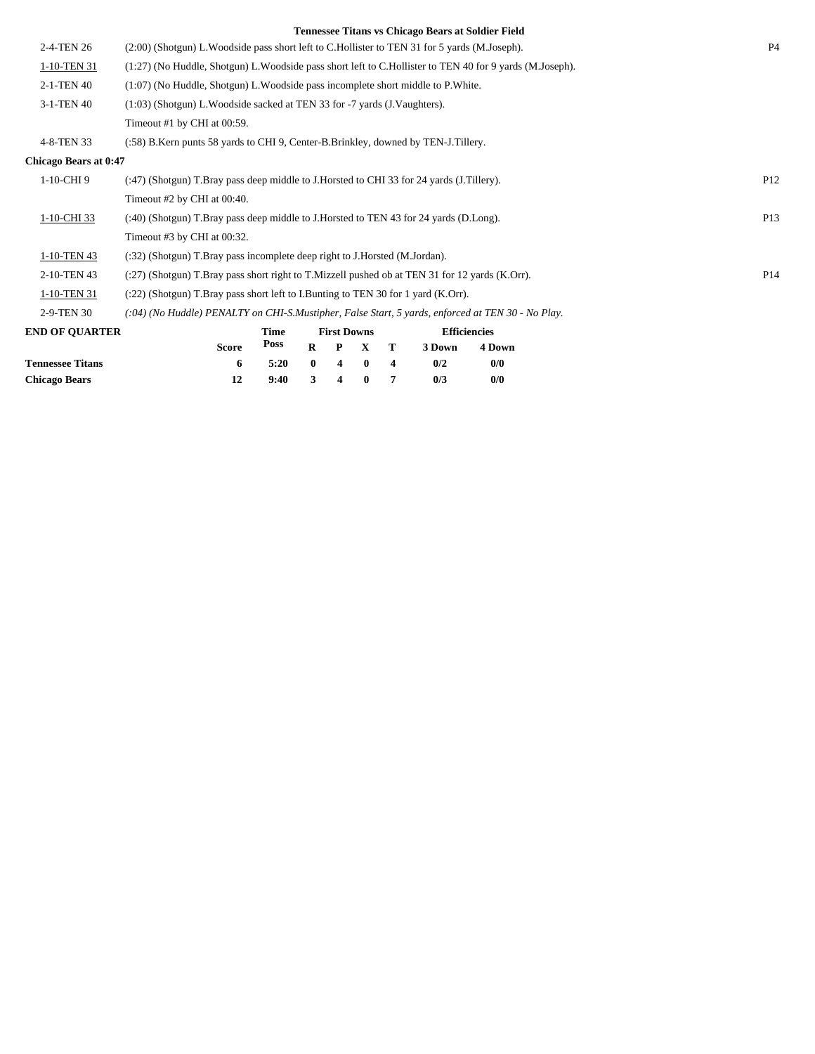**Tennessee Titans vs Chicago Bears at Soldier Field**

| | | |
|---|---|---|
| 2-4-TEN 26 | (2:00) (Shotgun) L.Woodside pass short left to C.Hollister to TEN 31 for 5 yards (M.Joseph). | P4 |
| 1-10-TEN 31 | (1:27) (No Huddle, Shotgun) L.Woodside pass short left to C.Hollister to TEN 40 for 9 yards (M.Joseph). | |
| 2-1-TEN 40 | (1:07) (No Huddle, Shotgun) L.Woodside pass incomplete short middle to P.White. | |
| 3-1-TEN 40 | (1:03) (Shotgun) L.Woodside sacked at TEN 33 for -7 yards (J.Vaughters). | |
| | Timeout #1 by CHI at 00:59. | |
| 4-8-TEN 33 | (:58) B.Kern punts 58 yards to CHI 9, Center-B.Brinkley, downed by TEN-J.Tillery. | |

**Chicago Bears at 0:47**

| | | |
|---|---|---|
| 1-10-CHI 9 | (:47) (Shotgun) T.Bray pass deep middle to J.Horsted to CHI 33 for 24 yards (J.Tillery). | P12 |
| | Timeout #2 by CHI at 00:40. | |
| 1-10-CHI 33 | (:40) (Shotgun) T.Bray pass deep middle to J.Horsted to TEN 43 for 24 yards (D.Long). | P13 |
| | Timeout #3 by CHI at 00:32. | |
| 1-10-TEN 43 | (:32) (Shotgun) T.Bray pass incomplete deep right to J.Horsted (M.Jordan). | |
| 2-10-TEN 43 | (:27) (Shotgun) T.Bray pass short right to T.Mizzell pushed ob at TEN 31 for 12 yards (K.Orr). | P14 |
| 1-10-TEN 31 | (:22) (Shotgun) T.Bray pass short left to I.Bunting to TEN 30 for 1 yard (K.Orr). | |
| 2-9-TEN 30 | *(:04) (No Huddle) PENALTY on CHI-S.Mustipher, False Start, 5 yards, enforced at TEN 30 - No Play.* | |

| END OF QUARTER | Score | Time Poss | First Downs R | P | X | T | Efficiencies 3 Down | 4 Down |
|---|---|---|---|---|---|---|---|---|
| **Tennessee Titans** | 6 | 5:20 | 0 | 4 | 0 | 4 | 0/2 | 0/0 |
| **Chicago Bears** | 12 | 9:40 | 3 | 4 | 0 | 7 | 0/3 | 0/0 |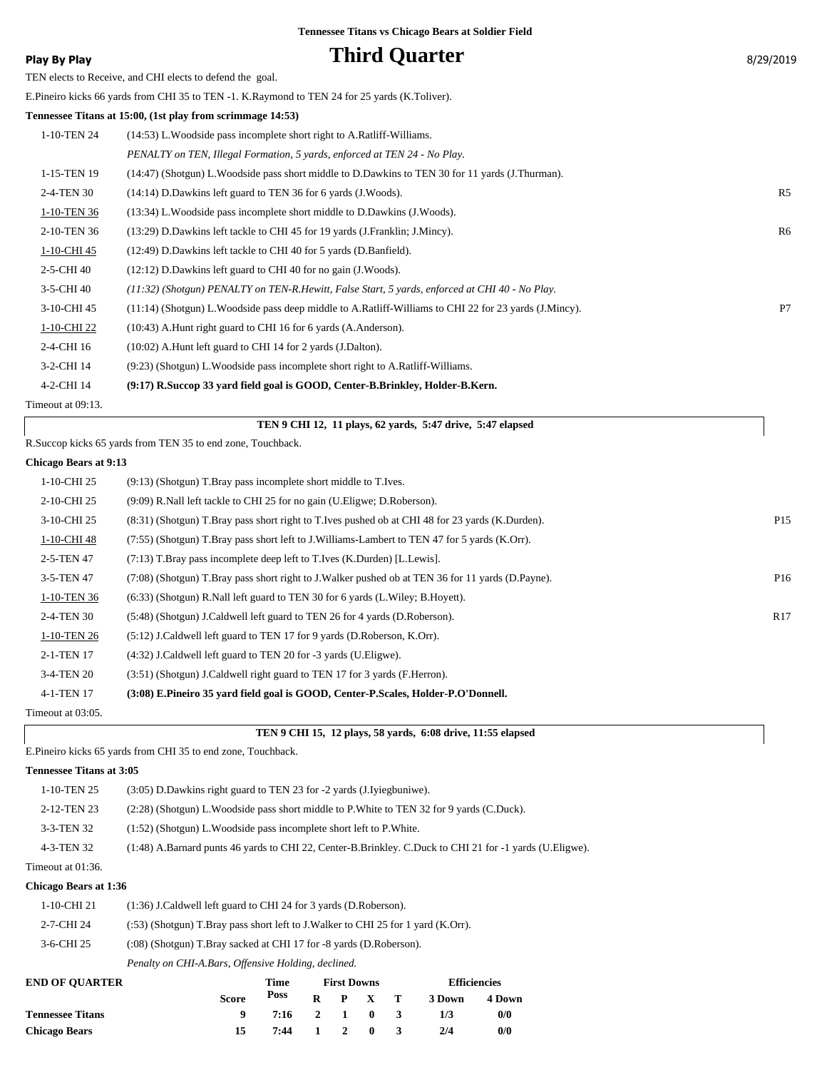Tennessee Titans vs Chicago Bears at Soldier Field

**Play By Play**

# Third Quarter

8/29/2019

TEN elects to Receive, and CHI elects to defend the goal.

E.Pineiro kicks 66 yards from CHI 35 to TEN -1. K.Raymond to TEN 24 for 25 yards (K.Toliver).

**Tennessee Titans at 15:00, (1st play from scrimmage 14:53)**

| | | |
|---|---|---|
| 1-10-TEN 24 | (14:53) L.Woodside pass incomplete short right to A.Ratliff-Williams. | |
| | *PENALTY on TEN, Illegal Formation, 5 yards, enforced at TEN 24 - No Play.* | |
| 1-15-TEN 19 | (14:47) (Shotgun) L.Woodside pass short middle to D.Dawkins to TEN 30 for 11 yards (J.Thurman). | |
| 2-4-TEN 30 | (14:14) D.Dawkins left guard to TEN 36 for 6 yards (J.Woods). | R5 |
| 1-10-TEN 36 | (13:34) L.Woodside pass incomplete short middle to D.Dawkins (J.Woods). | |
| 2-10-TEN 36 | (13:29) D.Dawkins left tackle to CHI 45 for 19 yards (J.Franklin; J.Mincy). | R6 |
| 1-10-CHI 45 | (12:49) D.Dawkins left tackle to CHI 40 for 5 yards (D.Banfield). | |
| 2-5-CHI 40 | (12:12) D.Dawkins left guard to CHI 40 for no gain (J.Woods). | |
| 3-5-CHI 40 | *(11:32) (Shotgun) PENALTY on TEN-R.Hewitt, False Start, 5 yards, enforced at CHI 40 - No Play.* | |
| 3-10-CHI 45 | (11:14) (Shotgun) L.Woodside pass deep middle to A.Ratliff-Williams to CHI 22 for 23 yards (J.Mincy). | P7 |
| 1-10-CHI 22 | (10:43) A.Hunt right guard to CHI 16 for 6 yards (A.Anderson). | |
| 2-4-CHI 16 | (10:02) A.Hunt left guard to CHI 14 for 2 yards (J.Dalton). | |
| 3-2-CHI 14 | (9:23) (Shotgun) L.Woodside pass incomplete short right to A.Ratliff-Williams. | |
| 4-2-CHI 14 | **(9:17) R.Succop 33 yard field goal is GOOD, Center-B.Brinkley, Holder-B.Kern.** | |

Timeout at 09:13.

**TEN 9 CHI 12, 11 plays, 62 yards, 5:47 drive, 5:47 elapsed**

R.Succop kicks 65 yards from TEN 35 to end zone, Touchback.

**Chicago Bears at 9:13**

| | | |
|---|---|---|
| 1-10-CHI 25 | (9:13) (Shotgun) T.Bray pass incomplete short middle to T.Ives. | |
| 2-10-CHI 25 | (9:09) R.Nall left tackle to CHI 25 for no gain (U.Eligwe; D.Roberson). | |
| 3-10-CHI 25 | (8:31) (Shotgun) T.Bray pass short right to T.Ives pushed ob at CHI 48 for 23 yards (K.Durden). | P15 |
| 1-10-CHI 48 | (7:55) (Shotgun) T.Bray pass short left to J.Williams-Lambert to TEN 47 for 5 yards (K.Orr). | |
| 2-5-TEN 47 | (7:13) T.Bray pass incomplete deep left to T.Ives (K.Durden) [L.Lewis]. | |
| 3-5-TEN 47 | (7:08) (Shotgun) T.Bray pass short right to J.Walker pushed ob at TEN 36 for 11 yards (D.Payne). | P16 |
| 1-10-TEN 36 | (6:33) (Shotgun) R.Nall left guard to TEN 30 for 6 yards (L.Wiley; B.Hoyett). | |
| 2-4-TEN 30 | (5:48) (Shotgun) J.Caldwell left guard to TEN 26 for 4 yards (D.Roberson). | R17 |
| 1-10-TEN 26 | (5:12) J.Caldwell left guard to TEN 17 for 9 yards (D.Roberson, K.Orr). | |
| 2-1-TEN 17 | (4:32) J.Caldwell left guard to TEN 20 for -3 yards (U.Eligwe). | |
| 3-4-TEN 20 | (3:51) (Shotgun) J.Caldwell right guard to TEN 17 for 3 yards (F.Herron). | |
| 4-1-TEN 17 | **(3:08) E.Pineiro 35 yard field goal is GOOD, Center-P.Scales, Holder-P.O'Donnell.** | |

Timeout at 03:05.

**TEN 9 CHI 15, 12 plays, 58 yards, 6:08 drive, 11:55 elapsed**

E.Pineiro kicks 65 yards from CHI 35 to end zone, Touchback.

**Tennessee Titans at 3:05**

| | |
|---|---|
| 1-10-TEN 25 | (3:05) D.Dawkins right guard to TEN 23 for -2 yards (J.Iyiegbuniwe). |
| 2-12-TEN 23 | (2:28) (Shotgun) L.Woodside pass short middle to P.White to TEN 32 for 9 yards (C.Duck). |
| 3-3-TEN 32 | (1:52) (Shotgun) L.Woodside pass incomplete short left to P.White. |
| 4-3-TEN 32 | (1:48) A.Barnard punts 46 yards to CHI 22, Center-B.Brinkley. C.Duck to CHI 21 for -1 yards (U.Eligwe). |

Timeout at 01:36.

**Chicago Bears at 1:36**

| | |
|---|---|
| 1-10-CHI 21 | (1:36) J.Caldwell left guard to CHI 24 for 3 yards (D.Roberson). |
| 2-7-CHI 24 | (:53) (Shotgun) T.Bray pass short left to J.Walker to CHI 25 for 1 yard (K.Orr). |
| 3-6-CHI 25 | (:08) (Shotgun) T.Bray sacked at CHI 17 for -8 yards (D.Roberson). |
| | *Penalty on CHI-A.Bars, Offensive Holding, declined.* |

| END OF QUARTER | Score | Time Poss | First Downs R | P | X | T | Efficiencies 3 Down | 4 Down |
|---|---|---|---|---|---|---|---|---|
| **Tennessee Titans** | 9 | 7:16 | 2 | 1 | 0 | 3 | 1/3 | 0/0 |
| **Chicago Bears** | 15 | 7:44 | 1 | 2 | 0 | 3 | 2/4 | 0/0 |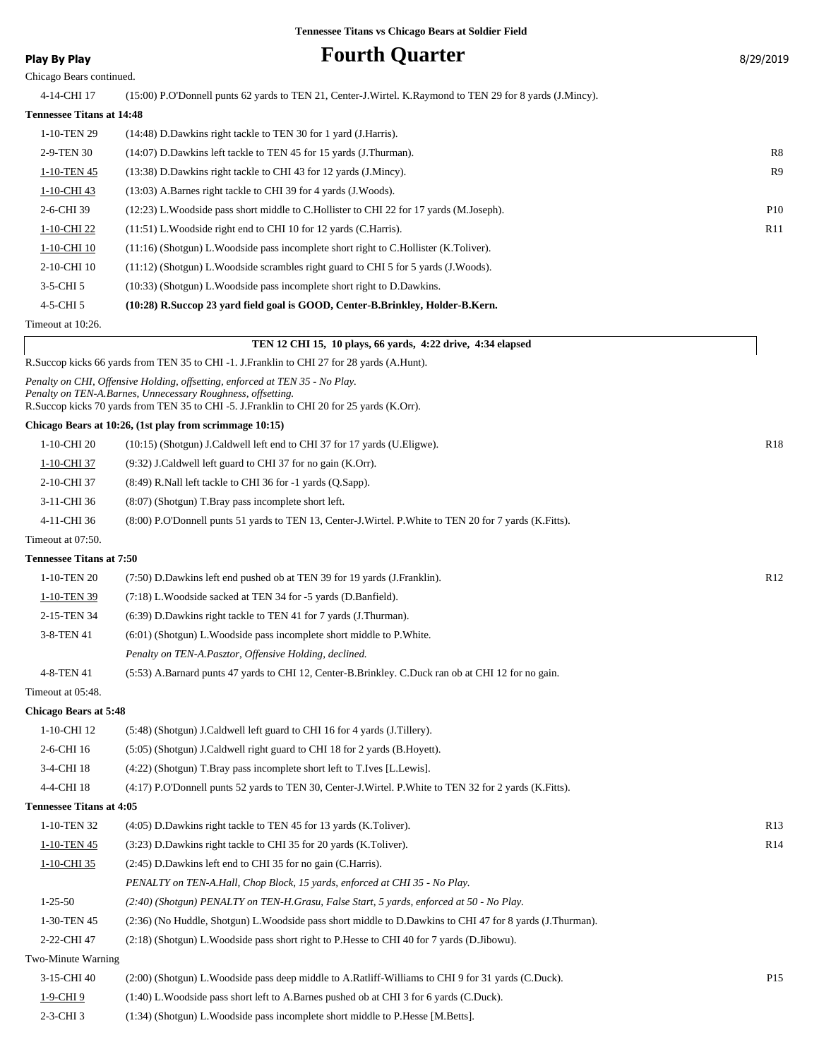Tennessee Titans vs Chicago Bears at Soldier Field

**Play By Play**

# Fourth Quarter

8/29/2019

Chicago Bears continued.

| | | |
|---|---|---|
| 4-14-CHI 17 | (15:00) P.O'Donnell punts 62 yards to TEN 21, Center-J.Wirtel. K.Raymond to TEN 29 for 8 yards (J.Mincy). | |

**Tennessee Titans at 14:48**

| | | |
|---|---|---|
| 1-10-TEN 29 | (14:48) D.Dawkins right tackle to TEN 30 for 1 yard (J.Harris). | |
| 2-9-TEN 30 | (14:07) D.Dawkins left tackle to TEN 45 for 15 yards (J.Thurman). | R8 |
| 1-10-TEN 45 | (13:38) D.Dawkins right tackle to CHI 43 for 12 yards (J.Mincy). | R9 |
| 1-10-CHI 43 | (13:03) A.Barnes right tackle to CHI 39 for 4 yards (J.Woods). | |
| 2-6-CHI 39 | (12:23) L.Woodside pass short middle to C.Hollister to CHI 22 for 17 yards (M.Joseph). | P10 |
| 1-10-CHI 22 | (11:51) L.Woodside right end to CHI 10 for 12 yards (C.Harris). | R11 |
| 1-10-CHI 10 | (11:16) (Shotgun) L.Woodside pass incomplete short right to C.Hollister (K.Toliver). | |
| 2-10-CHI 10 | (11:12) (Shotgun) L.Woodside scrambles right guard to CHI 5 for 5 yards (J.Woods). | |
| 3-5-CHI 5 | (10:33) (Shotgun) L.Woodside pass incomplete short right to D.Dawkins. | |
| 4-5-CHI 5 | **(10:28) R.Succop 23 yard field goal is GOOD, Center-B.Brinkley, Holder-B.Kern.** | |

Timeout at 10:26.

**TEN 12 CHI 15, 10 plays, 66 yards, 4:22 drive, 4:34 elapsed**

R.Succop kicks 66 yards from TEN 35 to CHI -1. J.Franklin to CHI 27 for 28 yards (A.Hunt).

*Penalty on CHI, Offensive Holding, offsetting, enforced at TEN 35 - No Play.*
*Penalty on TEN-A.Barnes, Unnecessary Roughness, offsetting.*
R.Succop kicks 70 yards from TEN 35 to CHI -5. J.Franklin to CHI 20 for 25 yards (K.Orr).

**Chicago Bears at 10:26, (1st play from scrimmage 10:15)**

| | | |
|---|---|---|
| 1-10-CHI 20 | (10:15) (Shotgun) J.Caldwell left end to CHI 37 for 17 yards (U.Eligwe). | R18 |
| 1-10-CHI 37 | (9:32) J.Caldwell left guard to CHI 37 for no gain (K.Orr). | |
| 2-10-CHI 37 | (8:49) R.Nall left tackle to CHI 36 for -1 yards (Q.Sapp). | |
| 3-11-CHI 36 | (8:07) (Shotgun) T.Bray pass incomplete short left. | |
| 4-11-CHI 36 | (8:00) P.O'Donnell punts 51 yards to TEN 13, Center-J.Wirtel. P.White to TEN 20 for 7 yards (K.Fitts). | |

Timeout at 07:50.

**Tennessee Titans at 7:50**

| | | |
|---|---|---|
| 1-10-TEN 20 | (7:50) D.Dawkins left end pushed ob at TEN 39 for 19 yards (J.Franklin). | R12 |
| 1-10-TEN 39 | (7:18) L.Woodside sacked at TEN 34 for -5 yards (D.Banfield). | |
| 2-15-TEN 34 | (6:39) D.Dawkins right tackle to TEN 41 for 7 yards (J.Thurman). | |
| 3-8-TEN 41 | (6:01) (Shotgun) L.Woodside pass incomplete short middle to P.White. | |
| | *Penalty on TEN-A.Pasztor, Offensive Holding, declined.* | |
| 4-8-TEN 41 | (5:53) A.Barnard punts 47 yards to CHI 12, Center-B.Brinkley. C.Duck ran ob at CHI 12 for no gain. | |

Timeout at 05:48.

**Chicago Bears at 5:48**

| | | |
|---|---|---|
| 1-10-CHI 12 | (5:48) (Shotgun) J.Caldwell left guard to CHI 16 for 4 yards (J.Tillery). | |
| 2-6-CHI 16 | (5:05) (Shotgun) J.Caldwell right guard to CHI 18 for 2 yards (B.Hoyett). | |
| 3-4-CHI 18 | (4:22) (Shotgun) T.Bray pass incomplete short left to T.Ives [L.Lewis]. | |
| 4-4-CHI 18 | (4:17) P.O'Donnell punts 52 yards to TEN 30, Center-J.Wirtel. P.White to TEN 32 for 2 yards (K.Fitts). | |

**Tennessee Titans at 4:05**

| | | |
|---|---|---|
| 1-10-TEN 32 | (4:05) D.Dawkins right tackle to TEN 45 for 13 yards (K.Toliver). | R13 |
| 1-10-TEN 45 | (3:23) D.Dawkins right tackle to CHI 35 for 20 yards (K.Toliver). | R14 |
| 1-10-CHI 35 | (2:45) D.Dawkins left end to CHI 35 for no gain (C.Harris). | |
| | *PENALTY on TEN-A.Hall, Chop Block, 15 yards, enforced at CHI 35 - No Play.* | |
| 1-25-50 | *(2:40) (Shotgun) PENALTY on TEN-H.Grasu, False Start, 5 yards, enforced at 50 - No Play.* | |
| 1-30-TEN 45 | (2:36) (No Huddle, Shotgun) L.Woodside pass short middle to D.Dawkins to CHI 47 for 8 yards (J.Thurman). | |
| 2-22-CHI 47 | (2:18) (Shotgun) L.Woodside pass short right to P.Hesse to CHI 40 for 7 yards (D.Jibowu). | |

Two-Minute Warning

| | | |
|---|---|---|
| 3-15-CHI 40 | (2:00) (Shotgun) L.Woodside pass deep middle to A.Ratliff-Williams to CHI 9 for 31 yards (C.Duck). | P15 |
| 1-9-CHI 9 | (1:40) L.Woodside pass short left to A.Barnes pushed ob at CHI 3 for 6 yards (C.Duck). | |
| 2-3-CHI 3 | (1:34) (Shotgun) L.Woodside pass incomplete short middle to P.Hesse [M.Betts]. | |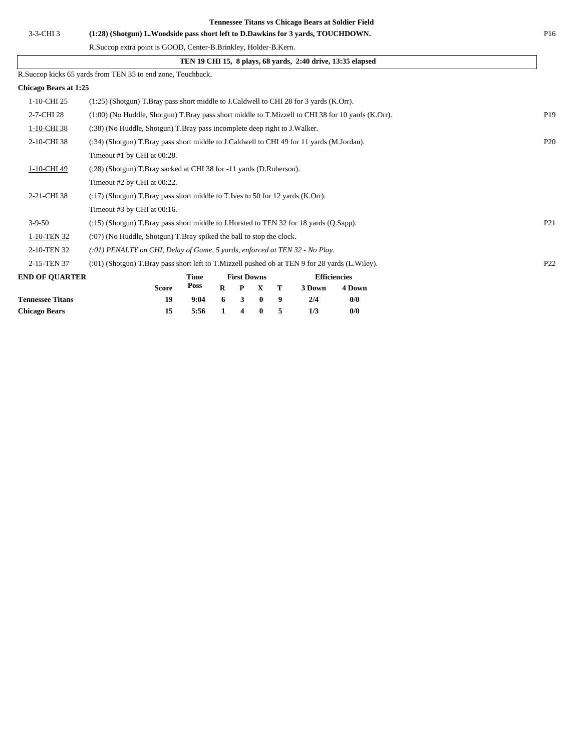### Tennessee Titans vs Chicago Bears at Soldier Field

| | | |
|---|---|---|
| 3-3-CHI 3 | **(1:28) (Shotgun) L.Woodside pass short left to D.Dawkins for 3 yards, TOUCHDOWN.** | P16 |
| | R.Succop extra point is GOOD, Center-B.Brinkley, Holder-B.Kern. | |

**TEN 19 CHI 15, 8 plays, 68 yards, 2:40 drive, 13:35 elapsed**

R.Succop kicks 65 yards from TEN 35 to end zone, Touchback.

**Chicago Bears at 1:25**

| | | |
|---|---|---|
| 1-10-CHI 25 | (1:25) (Shotgun) T.Bray pass short middle to J.Caldwell to CHI 28 for 3 yards (K.Orr). | |
| 2-7-CHI 28 | (1:00) (No Huddle, Shotgun) T.Bray pass short middle to T.Mizzell to CHI 38 for 10 yards (K.Orr). | P19 |
| 1-10-CHI 38 | (:38) (No Huddle, Shotgun) T.Bray pass incomplete deep right to J.Walker. | |
| 2-10-CHI 38 | (:34) (Shotgun) T.Bray pass short middle to J.Caldwell to CHI 49 for 11 yards (M.Jordan). | P20 |
| | Timeout #1 by CHI at 00:28. | |
| 1-10-CHI 49 | (:28) (Shotgun) T.Bray sacked at CHI 38 for -11 yards (D.Roberson). | |
| | Timeout #2 by CHI at 00:22. | |
| 2-21-CHI 38 | (:17) (Shotgun) T.Bray pass short middle to T.Ives to 50 for 12 yards (K.Orr). | |
| | Timeout #3 by CHI at 00:16. | |
| 3-9-50 | (:15) (Shotgun) T.Bray pass short middle to J.Horsted to TEN 32 for 18 yards (Q.Sapp). | P21 |
| 1-10-TEN 32 | (:07) (No Huddle, Shotgun) T.Bray spiked the ball to stop the clock. | |
| 2-10-TEN 32 | *(:01) PENALTY on CHI, Delay of Game, 5 yards, enforced at TEN 32 - No Play.* | |
| 2-15-TEN 37 | (:01) (Shotgun) T.Bray pass short left to T.Mizzell pushed ob at TEN 9 for 28 yards (L.Wiley). | P22 |

| END OF QUARTER | Score | Time Poss | First Downs R | P | X | T | Efficiencies 3 Down | 4 Down |
|---|---|---|---|---|---|---|---|---|
| **Tennessee Titans** | 19 | 9:04 | 6 | 3 | 0 | 9 | 2/4 | 0/0 |
| **Chicago Bears** | 15 | 5:56 | 1 | 4 | 0 | 5 | 1/3 | 0/0 |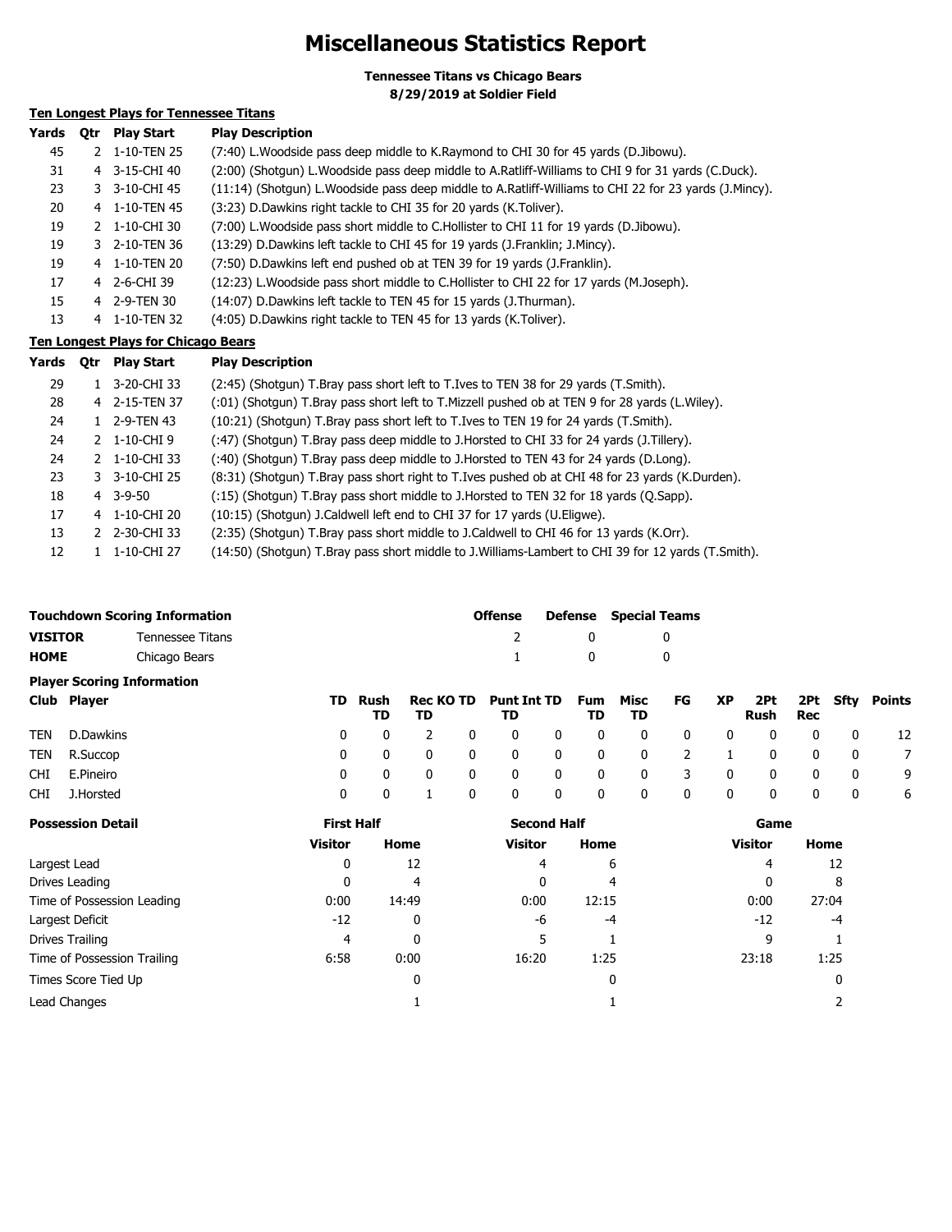# Miscellaneous Statistics Report

**Tennessee Titans vs Chicago Bears**
**8/29/2019 at Soldier Field**

## Ten Longest Plays for Tennessee Titans

| Yards | Qtr | Play Start | Play Description |
|---|---|---|---|
| 45 | 2 | 1-10-TEN 25 | (7:40) L.Woodside pass deep middle to K.Raymond to CHI 30 for 45 yards (D.Jibowu). |
| 31 | 4 | 3-15-CHI 40 | (2:00) (Shotgun) L.Woodside pass deep middle to A.Ratliff-Williams to CHI 9 for 31 yards (C.Duck). |
| 23 | 3 | 3-10-CHI 45 | (11:14) (Shotgun) L.Woodside pass deep middle to A.Ratliff-Williams to CHI 22 for 23 yards (J.Mincy). |
| 20 | 4 | 1-10-TEN 45 | (3:23) D.Dawkins right tackle to CHI 35 for 20 yards (K.Toliver). |
| 19 | 2 | 1-10-CHI 30 | (7:00) L.Woodside pass short middle to C.Hollister to CHI 11 for 19 yards (D.Jibowu). |
| 19 | 3 | 2-10-TEN 36 | (13:29) D.Dawkins left tackle to CHI 45 for 19 yards (J.Franklin; J.Mincy). |
| 19 | 4 | 1-10-TEN 20 | (7:50) D.Dawkins left end pushed ob at TEN 39 for 19 yards (J.Franklin). |
| 17 | 4 | 2-6-CHI 39 | (12:23) L.Woodside pass short middle to C.Hollister to CHI 22 for 17 yards (M.Joseph). |
| 15 | 4 | 2-9-TEN 30 | (14:07) D.Dawkins left tackle to TEN 45 for 15 yards (J.Thurman). |
| 13 | 4 | 1-10-TEN 32 | (4:05) D.Dawkins right tackle to TEN 45 for 13 yards (K.Toliver). |

## Ten Longest Plays for Chicago Bears

| Yards | Qtr | Play Start | Play Description |
|---|---|---|---|
| 29 | 1 | 3-20-CHI 33 | (2:45) (Shotgun) T.Bray pass short left to T.Ives to TEN 38 for 29 yards (T.Smith). |
| 28 | 4 | 2-15-TEN 37 | (:01) (Shotgun) T.Bray pass short left to T.Mizzell pushed ob at TEN 9 for 28 yards (L.Wiley). |
| 24 | 1 | 2-9-TEN 43 | (10:21) (Shotgun) T.Bray pass short left to T.Ives to TEN 19 for 24 yards (T.Smith). |
| 24 | 2 | 1-10-CHI 9 | (:47) (Shotgun) T.Bray pass deep middle to J.Horsted to CHI 33 for 24 yards (J.Tillery). |
| 24 | 2 | 1-10-CHI 33 | (:40) (Shotgun) T.Bray pass deep middle to J.Horsted to TEN 43 for 24 yards (D.Long). |
| 23 | 3 | 3-10-CHI 25 | (8:31) (Shotgun) T.Bray pass short right to T.Ives pushed ob at CHI 48 for 23 yards (K.Durden). |
| 18 | 4 | 3-9-50 | (:15) (Shotgun) T.Bray pass short middle to J.Horsted to TEN 32 for 18 yards (Q.Sapp). |
| 17 | 4 | 1-10-CHI 20 | (10:15) (Shotgun) J.Caldwell left end to CHI 37 for 17 yards (U.Eligwe). |
| 13 | 2 | 2-30-CHI 33 | (2:35) (Shotgun) T.Bray pass short middle to J.Caldwell to CHI 46 for 13 yards (K.Orr). |
| 12 | 1 | 1-10-CHI 27 | (14:50) (Shotgun) T.Bray pass short middle to J.Williams-Lambert to CHI 39 for 12 yards (T.Smith). |

## Touchdown Scoring Information

| | | Offense | Defense | Special Teams |
|---|---|---|---|---|
| **VISITOR** | Tennessee Titans | 2 | 0 | 0 |
| **HOME** | Chicago Bears | 1 | 0 | 0 |

## Player Scoring Information

| Club | Player | TD | Rush TD | Rec TD | KO TD | Punt TD | Int TD | Fum TD | Misc TD | FG | XP | 2Pt Rush | 2Pt Rec | Sfty | Points |
|---|---|---|---|---|---|---|---|---|---|---|---|---|---|---|---|
| TEN | D.Dawkins | 0 | 0 | 2 | 0 | 0 | 0 | 0 | 0 | 0 | 0 | 0 | 0 | 0 | 12 |
| TEN | R.Succop | 0 | 0 | 0 | 0 | 0 | 0 | 0 | 0 | 2 | 1 | 0 | 0 | 0 | 7 |
| CHI | E.Pineiro | 0 | 0 | 0 | 0 | 0 | 0 | 0 | 0 | 3 | 0 | 0 | 0 | 0 | 9 |
| CHI | J.Horsted | 0 | 0 | 1 | 0 | 0 | 0 | 0 | 0 | 0 | 0 | 0 | 0 | 0 | 6 |

## Possession Detail

| | First Half | | Second Half | | Game | |
|---|---|---|---|---|---|---|
| | Visitor | Home | Visitor | Home | Visitor | Home |
| Largest Lead | 0 | 12 | 4 | 6 | 4 | 12 |
| Drives Leading | 0 | 4 | 0 | 4 | 0 | 8 |
| Time of Possession Leading | 0:00 | 14:49 | 0:00 | 12:15 | 0:00 | 27:04 |
| Largest Deficit | -12 | 0 | -6 | -4 | -12 | -4 |
| Drives Trailing | 4 | 0 | 5 | 1 | 9 | 1 |
| Time of Possession Trailing | 6:58 | 0:00 | 16:20 | 1:25 | 23:18 | 1:25 |
| Times Score Tied Up | | 0 | | 0 | | 0 |
| Lead Changes | | 1 | | 1 | | 2 |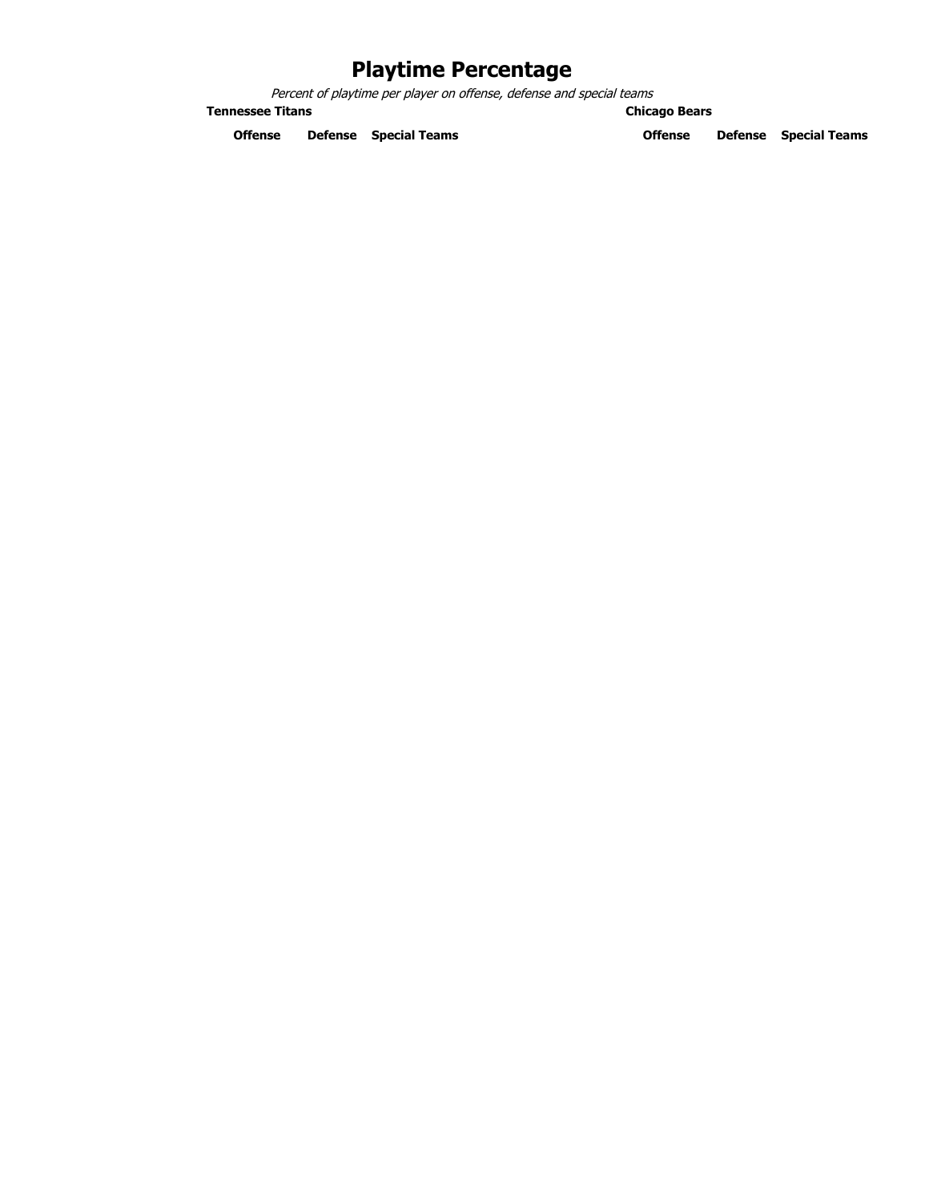# Playtime Percentage

*Percent of playtime per player on offense, defense and special teams*

| Tennessee Titans | | | | Chicago Bears | | | |
|---|---|---|---|---|---|---|---|
| | Offense | Defense | Special Teams | | Offense | Defense | Special Teams |